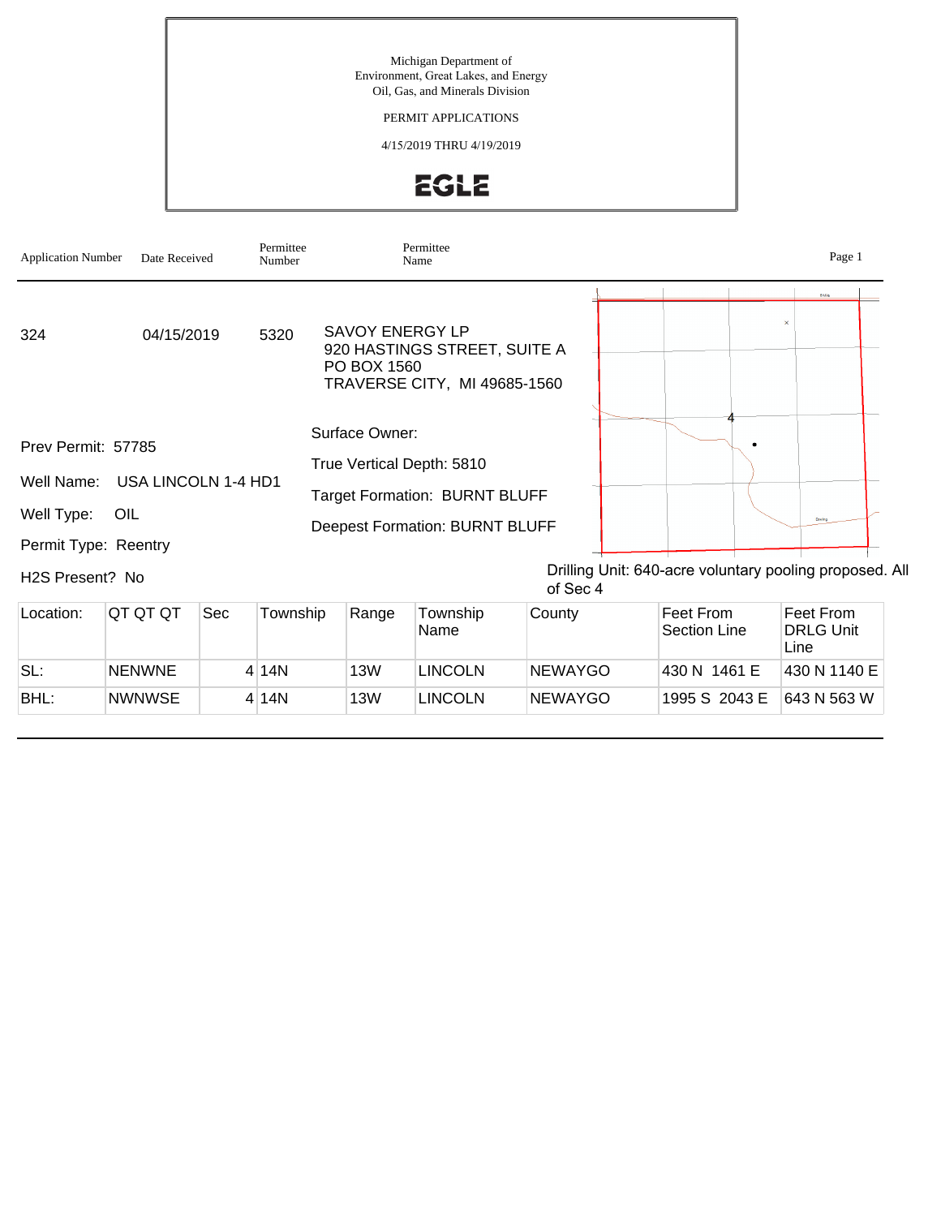Michigan Department of
Environment, Great Lakes, and Energy
Oil, Gas, and Minerals Division

PERMIT APPLICATIONS

4/15/2019 THRU 4/19/2019

EGLE

| Application Number | Date Received | Permittee Number | Permittee Name |
|---|---|---|---|
| 324 | 04/15/2019 | 5320 | SAVOY ENERGY LP<br>920 HASTINGS STREET, SUITE A<br>PO BOX 1560<br>TRAVERSE CITY, MI 49685-1560 |

Prev Permit: 57785

Well Name: USA LINCOLN 1-4 HD1

Well Type: OIL

Permit Type: Reentry

H2S Present? No

Surface Owner:

True Vertical Depth: 5810

Target Formation: BURNT BLUFF

Deepest Formation: BURNT BLUFF

Drilling Unit: 640-acre voluntary pooling proposed. All of Sec 4

| Location: | QT QT QT | Sec | Township | Range | Township Name | County | Feet From Section Line | Feet From DRLG Unit Line |
|---|---|---|---|---|---|---|---|---|
| SL: | NENWNE | 4 | 14N | 13W | LINCOLN | NEWAYGO | 430 N 1461 E | 430 N 1140 E |
| BHL: | NWNWSE | 4 | 14N | 13W | LINCOLN | NEWAYGO | 1995 S 2043 E | 643 N 563 W |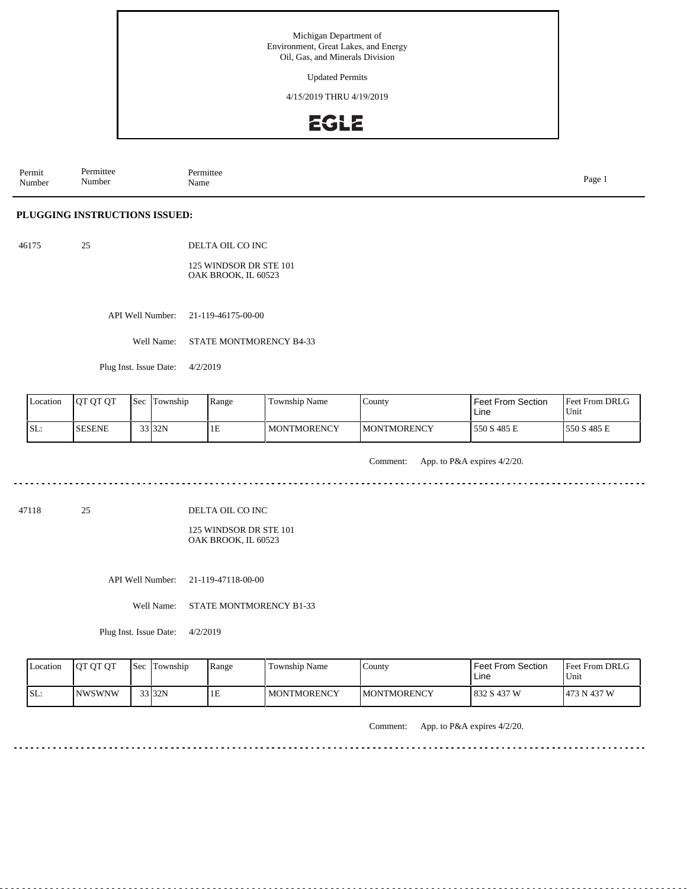Michigan Department of
Environment, Great Lakes, and Energy
Oil, Gas, and Minerals Division

Updated Permits

4/15/2019 THRU 4/19/2019

EGLE

| Permit Number | Permittee Number | Permittee Name |
|---|---|---|

## PLUGGING INSTRUCTIONS ISSUED:

46175 &nbsp;&nbsp; 25 &nbsp;&nbsp; DELTA OIL CO INC

125 WINDSOR DR STE 101
OAK BROOK, IL 60523

API Well Number: 21-119-46175-00-00

Well Name: STATE MONTMORENCY B4-33

Plug Inst. Issue Date: 4/2/2019

| Location | QT QT QT | Sec | Township | Range | Township Name | County | Feet From Section Line | Feet From DRLG Unit |
|---|---|---|---|---|---|---|---|---|
| SL: | SESENE | 33 | 32N | 1E | MONTMORENCY | MONTMORENCY | 550 S 485 E | 550 S 485 E |

Comment: App. to P&A expires 4/2/20.

---

47118 &nbsp;&nbsp; 25 &nbsp;&nbsp; DELTA OIL CO INC

125 WINDSOR DR STE 101
OAK BROOK, IL 60523

API Well Number: 21-119-47118-00-00

Well Name: STATE MONTMORENCY B1-33

Plug Inst. Issue Date: 4/2/2019

| Location | QT QT QT | Sec | Township | Range | Township Name | County | Feet From Section Line | Feet From DRLG Unit |
|---|---|---|---|---|---|---|---|---|
| SL: | NWSWNW | 33 | 32N | 1E | MONTMORENCY | MONTMORENCY | 832 S 437 W | 473 N 437 W |

Comment: App. to P&A expires 4/2/20.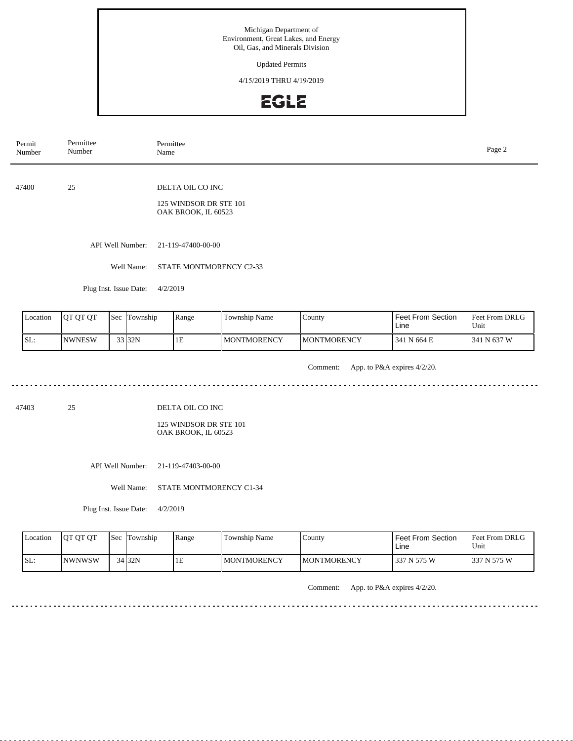Michigan Department of
Environment, Great Lakes, and Energy
Oil, Gas, and Minerals Division

Updated Permits

4/15/2019 THRU 4/19/2019

EGLE

| Permit Number | Permittee Number | Permittee Name |
|---|---|---|

47400 25 DELTA OIL CO INC

125 WINDSOR DR STE 101
OAK BROOK, IL 60523

API Well Number: 21-119-47400-00-00

Well Name: STATE MONTMORENCY C2-33

Plug Inst. Issue Date: 4/2/2019

| Location | QT QT QT | Sec | Township | Range | Township Name | County | Feet From Section Line | Feet From DRLG Unit |
|---|---|---|---|---|---|---|---|---|
| SL: | NWNESW | 33 | 32N | 1E | MONTMORENCY | MONTMORENCY | 341 N 664 E | 341 N 637 W |

Comment: App. to P&A expires 4/2/20.

---

47403 25 DELTA OIL CO INC

125 WINDSOR DR STE 101
OAK BROOK, IL 60523

API Well Number: 21-119-47403-00-00

Well Name: STATE MONTMORENCY C1-34

Plug Inst. Issue Date: 4/2/2019

| Location | QT QT QT | Sec | Township | Range | Township Name | County | Feet From Section Line | Feet From DRLG Unit |
|---|---|---|---|---|---|---|---|---|
| SL: | NWNWSW | 34 | 32N | 1E | MONTMORENCY | MONTMORENCY | 337 N 575 W | 337 N 575 W |

Comment: App. to P&A expires 4/2/20.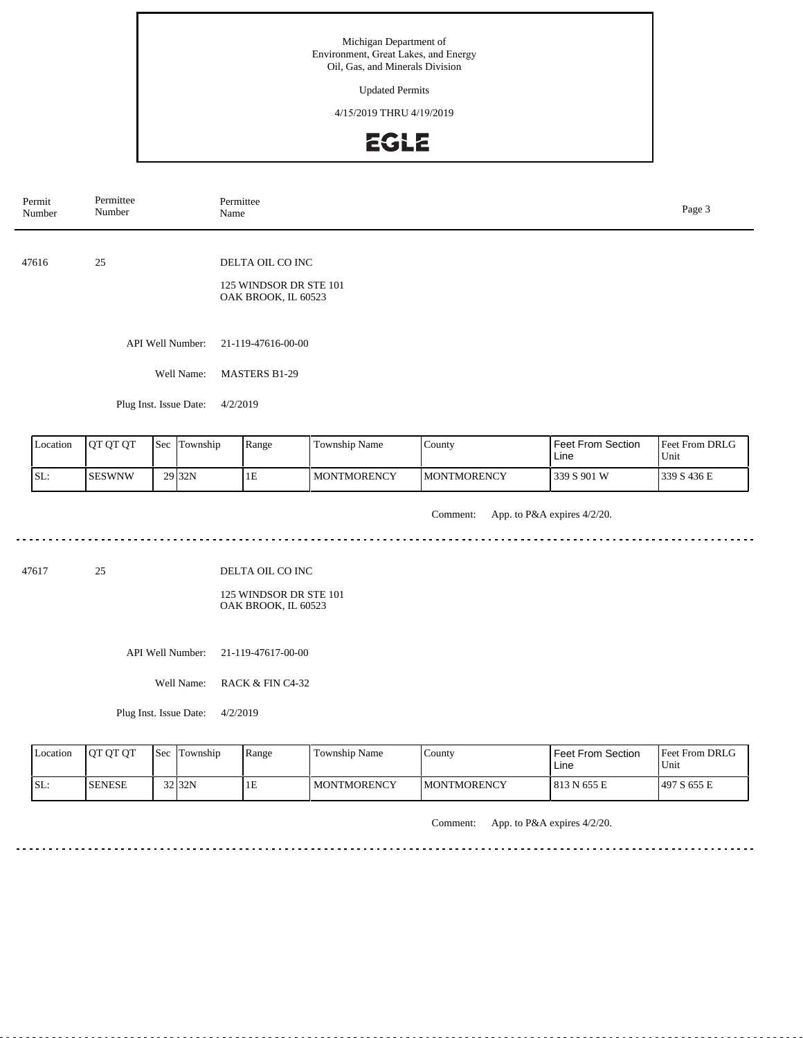Michigan Department of
Environment, Great Lakes, and Energy
Oil, Gas, and Minerals Division

Updated Permits

4/15/2019 THRU 4/19/2019

EGLE

| Permit Number | Permittee Number | Permittee Name |
|---|---|---|

47616 25 DELTA OIL CO INC

125 WINDSOR DR STE 101
OAK BROOK, IL 60523

API Well Number: 21-119-47616-00-00

Well Name: MASTERS B1-29

Plug Inst. Issue Date: 4/2/2019

| Location | QT QT QT | Sec | Township | Range | Township Name | County | Feet From Section Line | Feet From DRLG Unit |
|---|---|---|---|---|---|---|---|---|
| SL: | SESWNW | 29 | 32N | 1E | MONTMORENCY | MONTMORENCY | 339 S 901 W | 339 S 436 E |

Comment: App. to P&A expires 4/2/20.

---

47617 25 DELTA OIL CO INC

125 WINDSOR DR STE 101
OAK BROOK, IL 60523

API Well Number: 21-119-47617-00-00

Well Name: RACK & FIN C4-32

Plug Inst. Issue Date: 4/2/2019

| Location | QT QT QT | Sec | Township | Range | Township Name | County | Feet From Section Line | Feet From DRLG Unit |
|---|---|---|---|---|---|---|---|---|
| SL: | SENESE | 32 | 32N | 1E | MONTMORENCY | MONTMORENCY | 813 N 655 E | 497 S 655 E |

Comment: App. to P&A expires 4/2/20.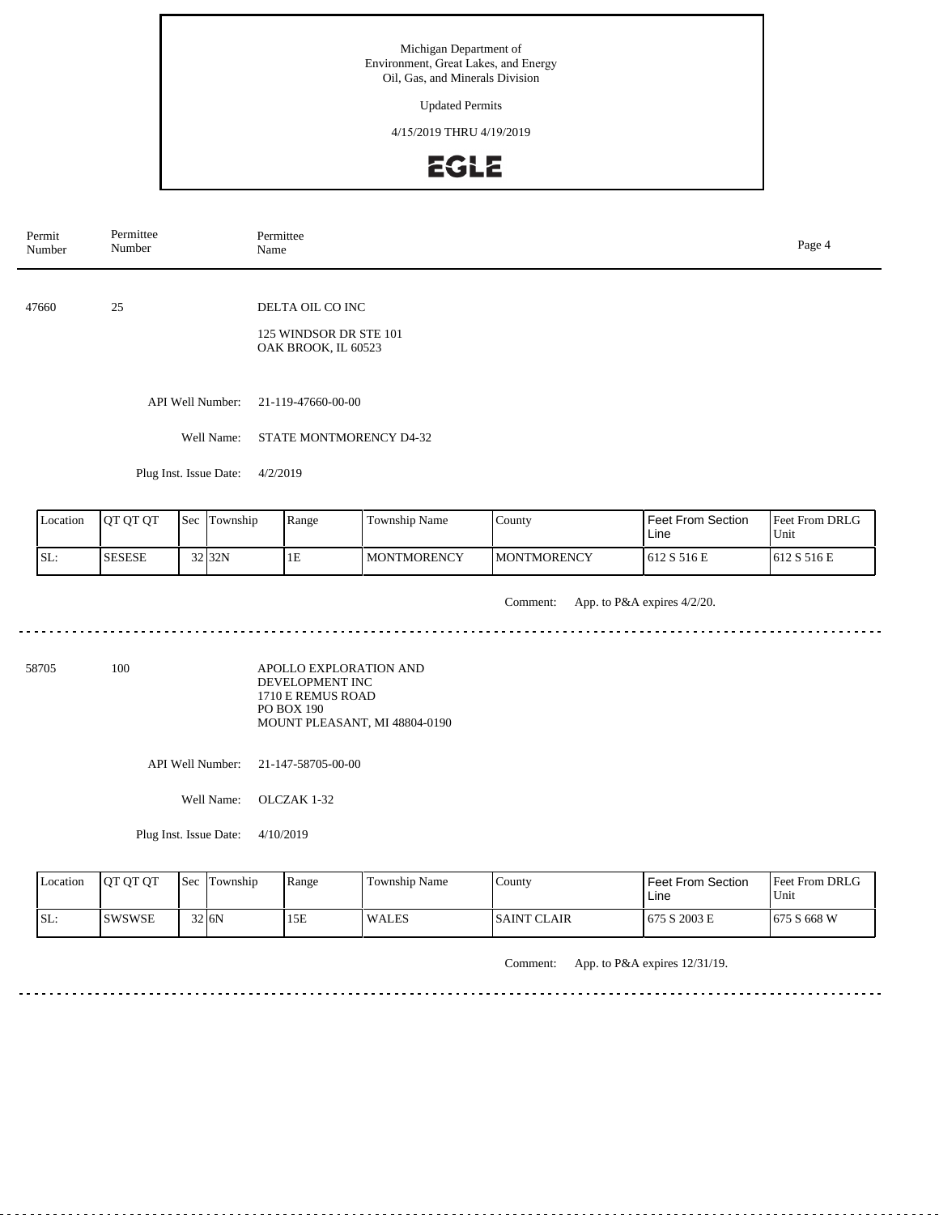Michigan Department of
Environment, Great Lakes, and Energy
Oil, Gas, and Minerals Division

Updated Permits

4/15/2019 THRU 4/19/2019

EGLE

| Permit Number | Permittee Number | Permittee Name |
|---|---|---|

47660 | 25 | DELTA OIL CO INC

125 WINDSOR DR STE 101
OAK BROOK, IL 60523

API Well Number: 21-119-47660-00-00

Well Name: STATE MONTMORENCY D4-32

Plug Inst. Issue Date: 4/2/2019

| Location | QT QT QT | Sec | Township | Range | Township Name | County | Feet From Section Line | Feet From DRLG Unit |
|---|---|---|---|---|---|---|---|---|
| SL: | SESESE | 32 | 32N | 1E | MONTMORENCY | MONTMORENCY | 612 S 516 E | 612 S 516 E |

Comment: App. to P&A expires 4/2/20.

---

58705 | 100 | APOLLO EXPLORATION AND DEVELOPMENT INC

1710 E REMUS ROAD
PO BOX 190
MOUNT PLEASANT, MI 48804-0190

API Well Number: 21-147-58705-00-00

Well Name: OLCZAK 1-32

Plug Inst. Issue Date: 4/10/2019

| Location | QT QT QT | Sec | Township | Range | Township Name | County | Feet From Section Line | Feet From DRLG Unit |
|---|---|---|---|---|---|---|---|---|
| SL: | SWSWSE | 32 | 6N | 15E | WALES | SAINT CLAIR | 675 S 2003 E | 675 S 668 W |

Comment: App. to P&A expires 12/31/19.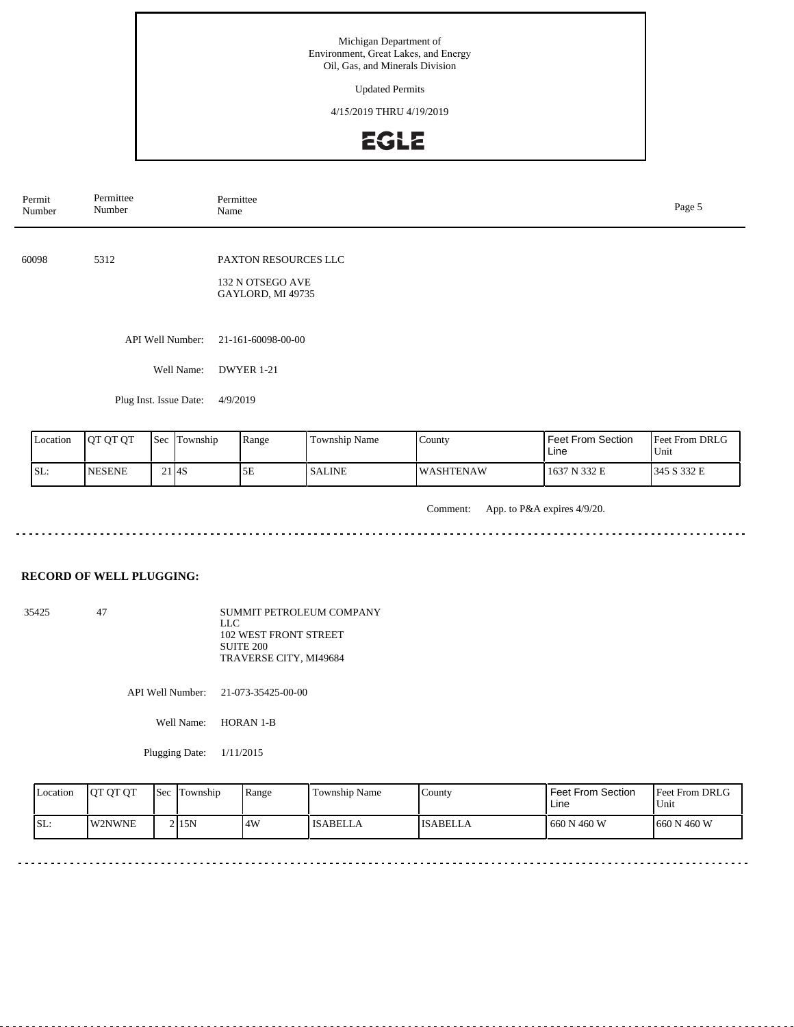Michigan Department of
Environment, Great Lakes, and Energy
Oil, Gas, and Minerals Division

Updated Permits

4/15/2019 THRU 4/19/2019

EGLE

| Permit Number | Permittee Number | Permittee Name |
|---|---|---|

60098 5312 PAXTON RESOURCES LLC

132 N OTSEGO AVE
GAYLORD, MI 49735

API Well Number: 21-161-60098-00-00

Well Name: DWYER 1-21

Plug Inst. Issue Date: 4/9/2019

| Location | QT QT QT | Sec | Township | Range | Township Name | County | Feet From Section Line | Feet From DRLG Unit |
|---|---|---|---|---|---|---|---|---|
| SL: | NESENE | 21 | 4S | 5E | SALINE | WASHTENAW | 1637 N 332 E | 345 S 332 E |

Comment: App. to P&A expires 4/9/20.

**RECORD OF WELL PLUGGING:**

35425 47 SUMMIT PETROLEUM COMPANY LLC
102 WEST FRONT STREET
SUITE 200
TRAVERSE CITY, MI49684

API Well Number: 21-073-35425-00-00

Well Name: HORAN 1-B

Plugging Date: 1/11/2015

| Location | QT QT QT | Sec | Township | Range | Township Name | County | Feet From Section Line | Feet From DRLG Unit |
|---|---|---|---|---|---|---|---|---|
| SL: | W2NWNE | 2 | 15N | 4W | ISABELLA | ISABELLA | 660 N 460 W | 660 N 460 W |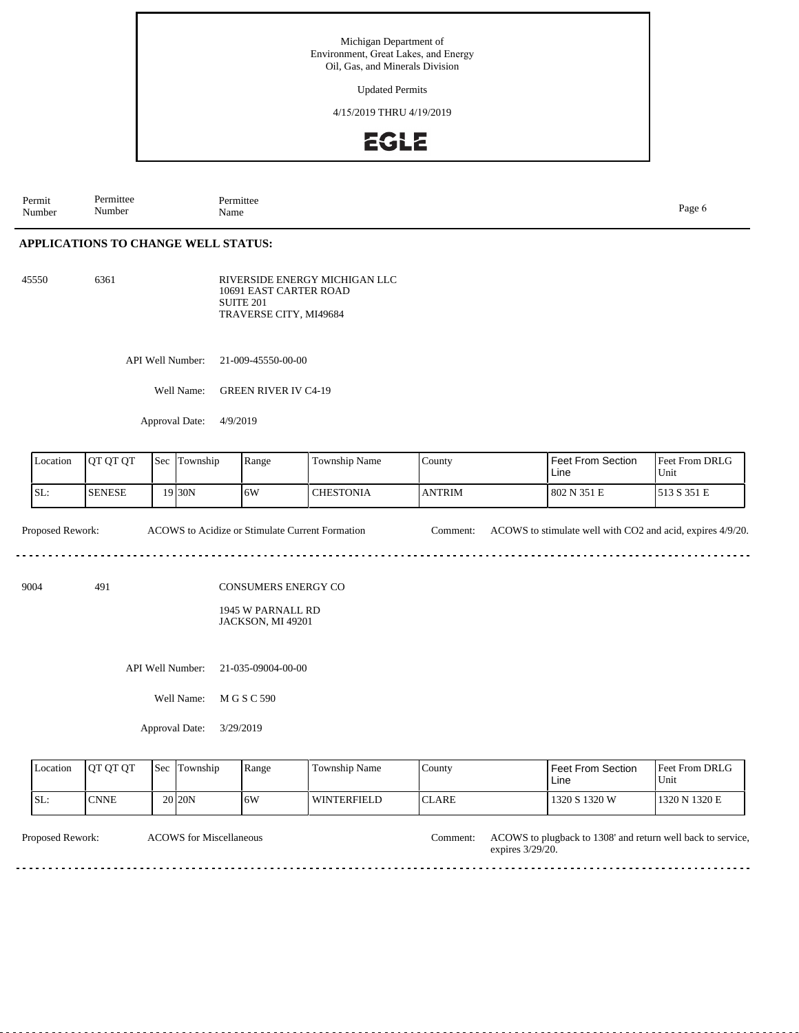Michigan Department of
Environment, Great Lakes, and Energy
Oil, Gas, and Minerals Division

Updated Permits

4/15/2019 THRU 4/19/2019

| Permit Number | Permittee Number | Permittee Name |
|---|---|---|

## APPLICATIONS TO CHANGE WELL STATUS:

**45550** | **6361** | RIVERSIDE ENERGY MICHIGAN LLC
10691 EAST CARTER ROAD
SUITE 201
TRAVERSE CITY, MI49684

API Well Number: 21-009-45550-00-00

Well Name: GREEN RIVER IV C4-19

Approval Date: 4/9/2019

| Location | QT QT QT | Sec | Township | Range | Township Name | County | Feet From Section Line | Feet From DRLG Unit |
|---|---|---|---|---|---|---|---|---|
| SL: | SENESE | 19 | 30N | 6W | CHESTONIA | ANTRIM | 802 N 351 E | 513 S 351 E |

Proposed Rework: ACOWS to Acidize or Stimulate Current Formation

Comment: ACOWS to stimulate well with $CO_2$ and acid, expires 4/9/20.

---

**9004** | **491** | CONSUMERS ENERGY CO
1945 W PARNALL RD
JACKSON, MI 49201

API Well Number: 21-035-09004-00-00

Well Name: M G S C 590

Approval Date: 3/29/2019

| Location | QT QT QT | Sec | Township | Range | Township Name | County | Feet From Section Line | Feet From DRLG Unit |
|---|---|---|---|---|---|---|---|---|
| SL: | CNNE | 20 | 20N | 6W | WINTERFIELD | CLARE | 1320 S 1320 W | 1320 N 1320 E |

Proposed Rework: ACOWS for Miscellaneous

Comment: ACOWS to plugback to 1308' and return well back to service, expires 3/29/20.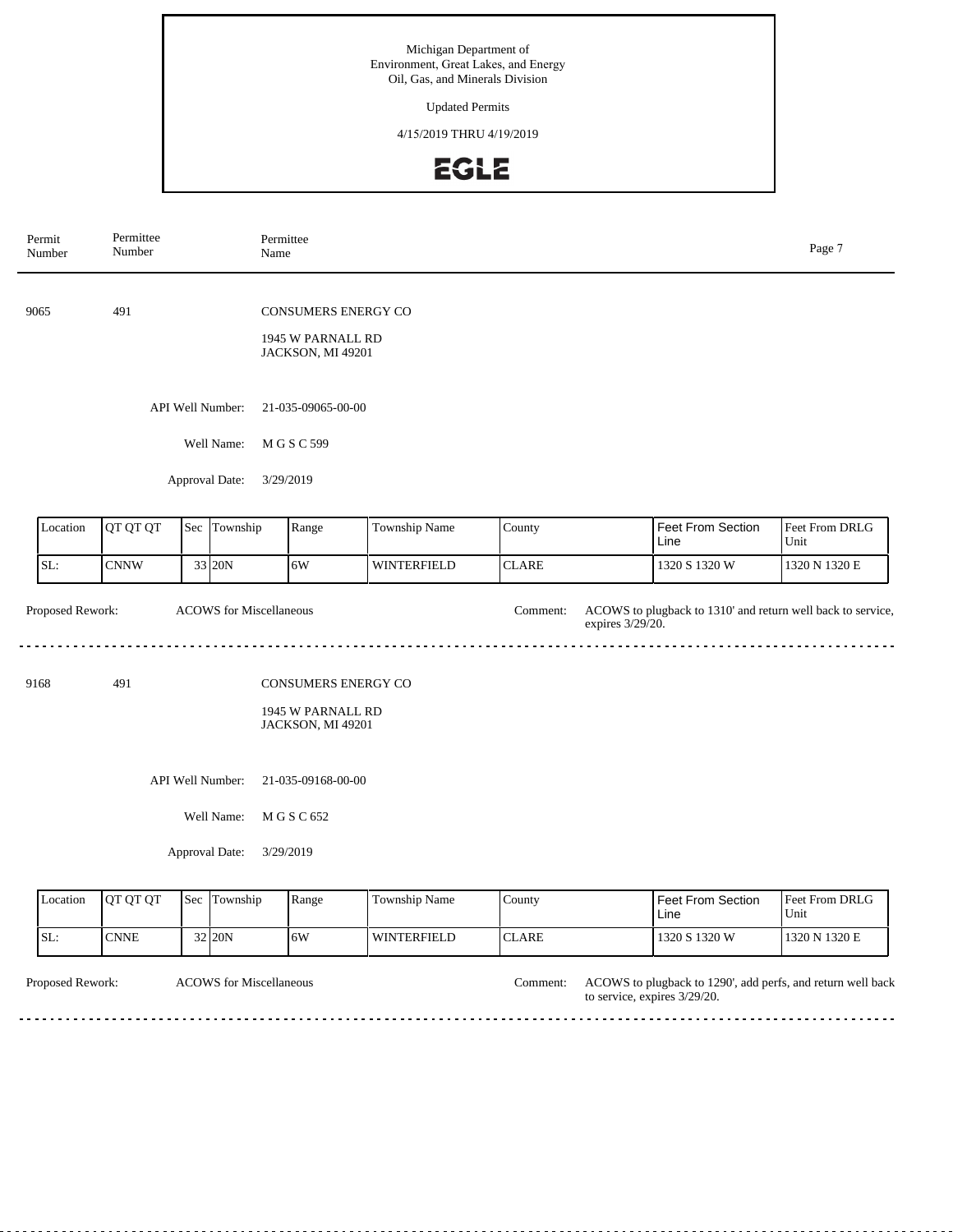Michigan Department of
Environment, Great Lakes, and Energy
Oil, Gas, and Minerals Division

Updated Permits

4/15/2019 THRU 4/19/2019

| Permit Number | Permittee Number | Permittee Name |
|---|---|---|

**9065** | **491** | **CONSUMERS ENERGY CO**

1945 W PARNALL RD
JACKSON, MI 49201

API Well Number: 21-035-09065-00-00

Well Name: M G S C 599

Approval Date: 3/29/2019

| Location | QT QT QT | Sec | Township | Range | Township Name | County | Feet From Section Line | Feet From DRLG Unit |
|---|---|---|---|---|---|---|---|---|
| SL: | CNNW | 33 | 20N | 6W | WINTERFIELD | CLARE | 1320 S 1320 W | 1320 N 1320 E |

Proposed Rework: ACOWS for Miscellaneous

Comment: ACOWS to plugback to 1310' and return well back to service, expires 3/29/20.

---

**9168** | **491** | **CONSUMERS ENERGY CO**

1945 W PARNALL RD
JACKSON, MI 49201

API Well Number: 21-035-09168-00-00

Well Name: M G S C 652

Approval Date: 3/29/2019

| Location | QT QT QT | Sec | Township | Range | Township Name | County | Feet From Section Line | Feet From DRLG Unit |
|---|---|---|---|---|---|---|---|---|
| SL: | CNNE | 32 | 20N | 6W | WINTERFIELD | CLARE | 1320 S 1320 W | 1320 N 1320 E |

Proposed Rework: ACOWS for Miscellaneous

Comment: ACOWS to plugback to 1290', add perfs, and return well back to service, expires 3/29/20.

---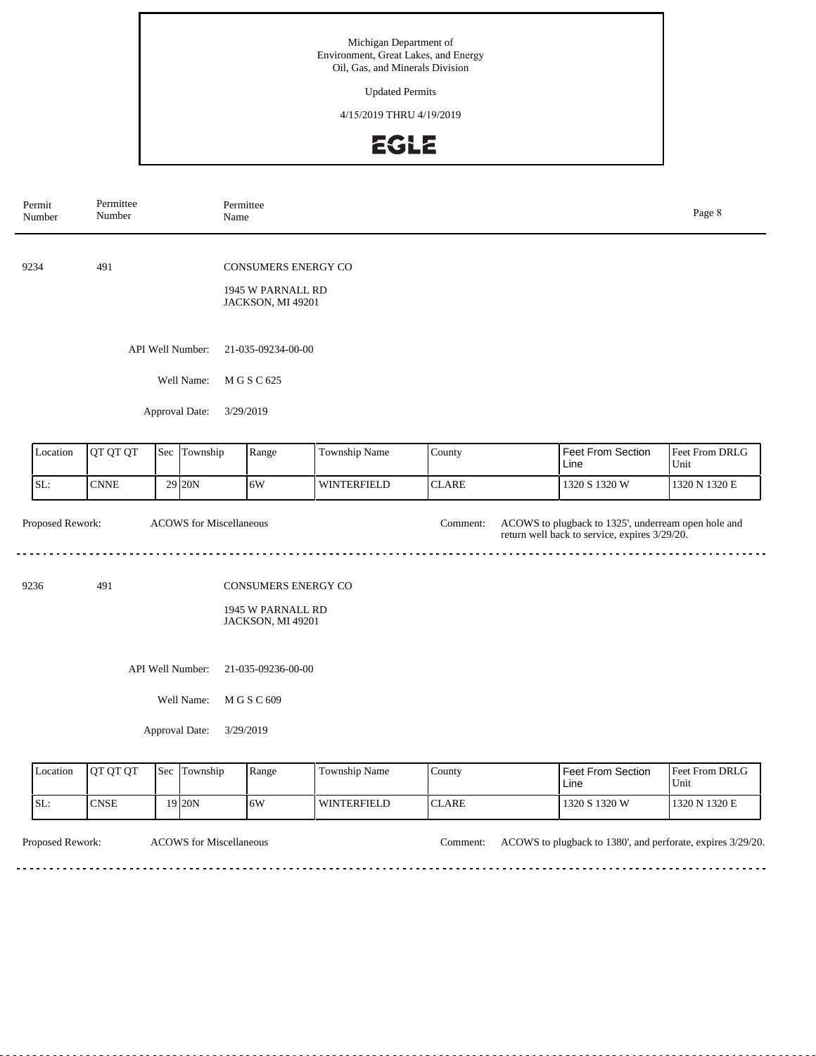Michigan Department of
Environment, Great Lakes, and Energy
Oil, Gas, and Minerals Division

Updated Permits

4/15/2019 THRU 4/19/2019

| Permit Number | Permittee Number | Permittee Name |
|---|---|---|

9234 491 CONSUMERS ENERGY CO

1945 W PARNALL RD
JACKSON, MI 49201

API Well Number: 21-035-09234-00-00

Well Name: M G S C 625

Approval Date: 3/29/2019

| Location | QT QT QT | Sec | Township | Range | Township Name | County | Feet From Section Line | Feet From DRLG Unit |
|---|---|---|---|---|---|---|---|---|
| SL: | CNNE | 29 | 20N | 6W | WINTERFIELD | CLARE | 1320 S 1320 W | 1320 N 1320 E |

Proposed Rework: ACOWS for Miscellaneous

Comment: ACOWS to plugback to 1325', underream open hole and return well back to service, expires 3/29/20.

---

9236 491 CONSUMERS ENERGY CO

1945 W PARNALL RD
JACKSON, MI 49201

API Well Number: 21-035-09236-00-00

Well Name: M G S C 609

Approval Date: 3/29/2019

| Location | QT QT QT | Sec | Township | Range | Township Name | County | Feet From Section Line | Feet From DRLG Unit |
|---|---|---|---|---|---|---|---|---|
| SL: | CNSE | 19 | 20N | 6W | WINTERFIELD | CLARE | 1320 S 1320 W | 1320 N 1320 E |

Proposed Rework: ACOWS for Miscellaneous

Comment: ACOWS to plugback to 1380', and perforate, expires 3/29/20.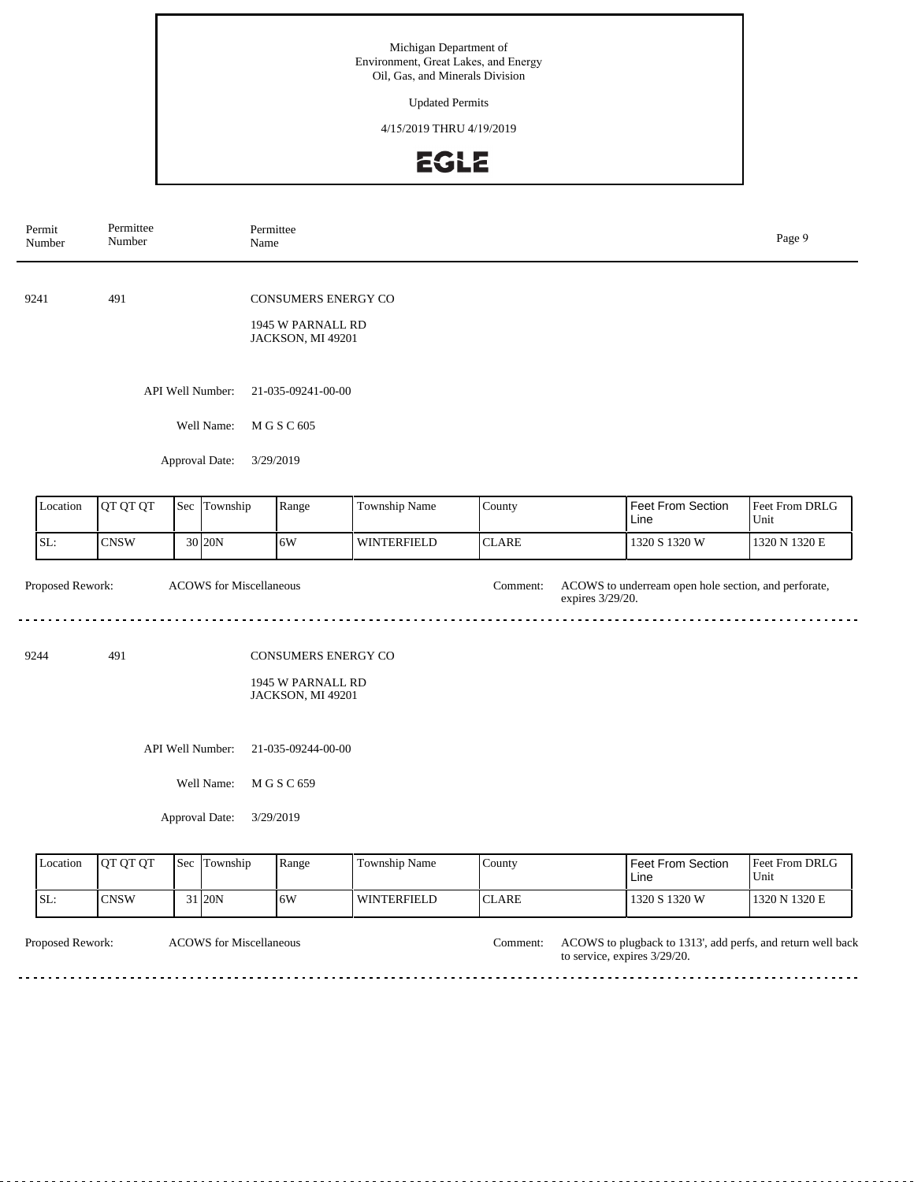Michigan Department of
Environment, Great Lakes, and Energy
Oil, Gas, and Minerals Division

Updated Permits

4/15/2019 THRU 4/19/2019

EGLE

| Permit Number | Permittee Number | Permittee Name |
|---|---|---|

---

**9241** &nbsp;&nbsp; **491** &nbsp;&nbsp; CONSUMERS ENERGY CO

1945 W PARNALL RD
JACKSON, MI 49201

API Well Number: 21-035-09241-00-00

Well Name: M G S C 605

Approval Date: 3/29/2019

| Location | QT QT QT | Sec | Township | Range | Township Name | County | Feet From Section Line | Feet From DRLG Unit |
|---|---|---|---|---|---|---|---|---|
| SL: | CNSW | 30 | 20N | 6W | WINTERFIELD | CLARE | 1320 S 1320 W | 1320 N 1320 E |

Proposed Rework: ACOWS for Miscellaneous

Comment: ACOWS to underream open hole section, and perforate, expires 3/29/20.

---

**9244** &nbsp;&nbsp; **491** &nbsp;&nbsp; CONSUMERS ENERGY CO

1945 W PARNALL RD
JACKSON, MI 49201

API Well Number: 21-035-09244-00-00

Well Name: M G S C 659

Approval Date: 3/29/2019

| Location | QT QT QT | Sec | Township | Range | Township Name | County | Feet From Section Line | Feet From DRLG Unit |
|---|---|---|---|---|---|---|---|---|
| SL: | CNSW | 31 | 20N | 6W | WINTERFIELD | CLARE | 1320 S 1320 W | 1320 N 1320 E |

Proposed Rework: ACOWS for Miscellaneous

Comment: ACOWS to plugback to 1313', add perfs, and return well back to service, expires 3/29/20.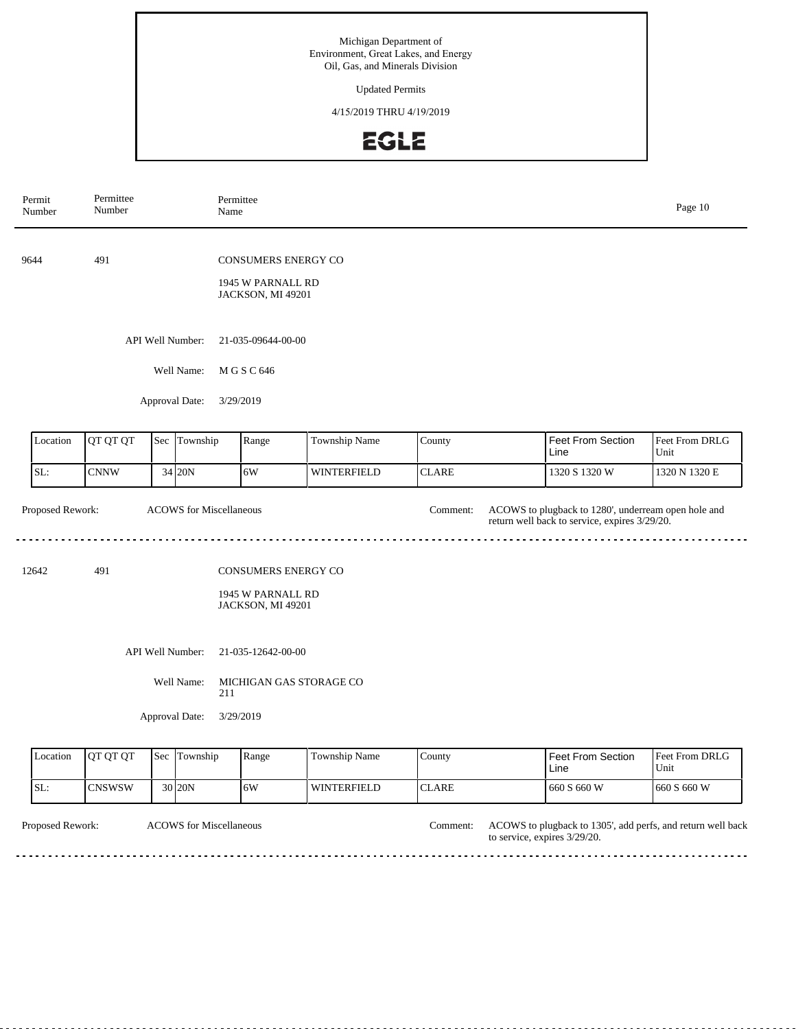Michigan Department of
Environment, Great Lakes, and Energy
Oil, Gas, and Minerals Division

Updated Permits

4/15/2019 THRU 4/19/2019

EGLE

| Permit Number | Permittee Number | Permittee Name |
|---|---|---|

---

**9644** | **491** | **CONSUMERS ENERGY CO**

1945 W PARNALL RD
JACKSON, MI 49201

API Well Number: 21-035-09644-00-00

Well Name: M G S C 646

Approval Date: 3/29/2019

| Location | QT QT QT | Sec | Township | Range | Township Name | County | Feet From Section Line | Feet From DRLG Unit |
|---|---|---|---|---|---|---|---|---|
| SL: | CNNW | 34 | 20N | 6W | WINTERFIELD | CLARE | 1320 S 1320 W | 1320 N 1320 E |

Proposed Rework: ACOWS for Miscellaneous

Comment: ACOWS to plugback to 1280', underream open hole and return well back to service, expires 3/29/20.

---

**12642** | **491** | **CONSUMERS ENERGY CO**

1945 W PARNALL RD
JACKSON, MI 49201

API Well Number: 21-035-12642-00-00

Well Name: MICHIGAN GAS STORAGE CO 211

Approval Date: 3/29/2019

| Location | QT QT QT | Sec | Township | Range | Township Name | County | Feet From Section Line | Feet From DRLG Unit |
|---|---|---|---|---|---|---|---|---|
| SL: | CNSWSW | 30 | 20N | 6W | WINTERFIELD | CLARE | 660 S 660 W | 660 S 660 W |

Proposed Rework: ACOWS for Miscellaneous

Comment: ACOWS to plugback to 1305', add perfs, and return well back to service, expires 3/29/20.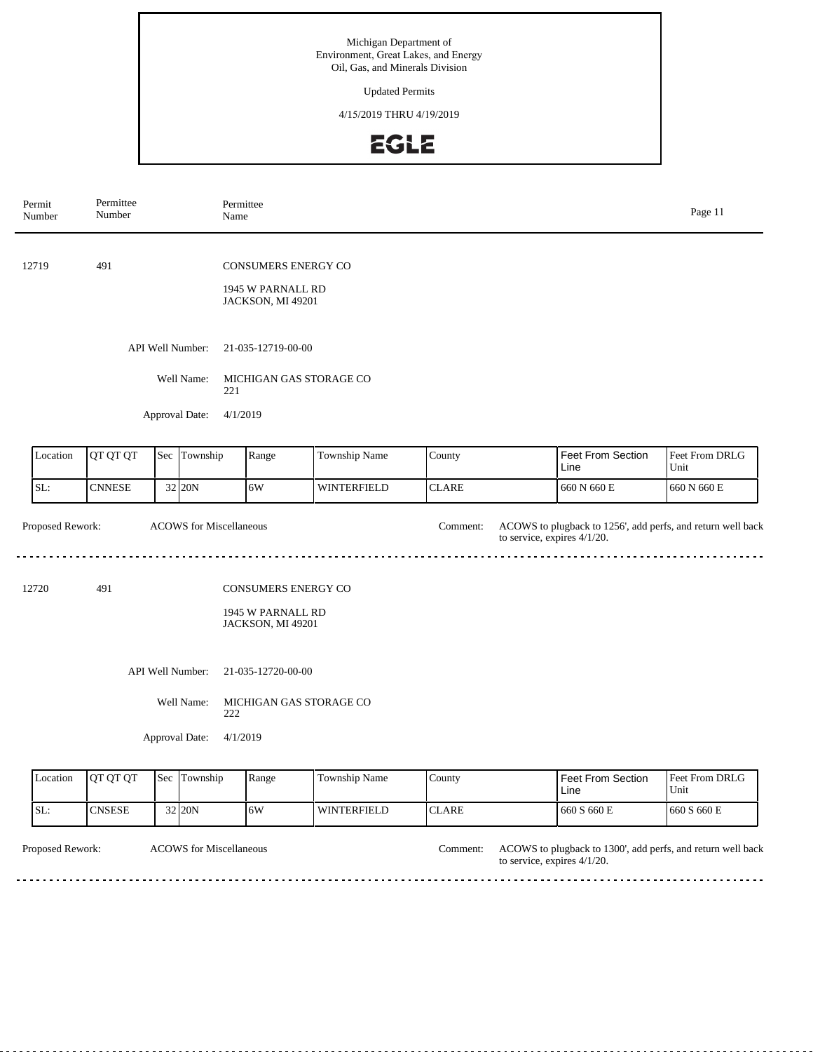Michigan Department of Environment, Great Lakes, and Energy
Oil, Gas, and Minerals Division

Updated Permits

4/15/2019 THRU 4/19/2019

EGLE

| Permit Number | Permittee Number | Permittee Name |
|---|---|---|

12719 491 CONSUMERS ENERGY CO

1945 W PARNALL RD
JACKSON, MI 49201

API Well Number: 21-035-12719-00-00

Well Name: MICHIGAN GAS STORAGE CO 221

Approval Date: 4/1/2019

| Location | QT QT QT | Sec | Township | Range | Township Name | County | Feet From Section Line | Feet From DRLG Unit |
|---|---|---|---|---|---|---|---|---|
| SL: | CNNESE | 32 | 20N | 6W | WINTERFIELD | CLARE | 660 N 660 E | 660 N 660 E |

Proposed Rework: ACOWS for Miscellaneous

Comment: ACOWS to plugback to 1256', add perfs, and return well back to service, expires 4/1/20.

---

12720 491 CONSUMERS ENERGY CO

1945 W PARNALL RD
JACKSON, MI 49201

API Well Number: 21-035-12720-00-00

Well Name: MICHIGAN GAS STORAGE CO 222

Approval Date: 4/1/2019

| Location | QT QT QT | Sec | Township | Range | Township Name | County | Feet From Section Line | Feet From DRLG Unit |
|---|---|---|---|---|---|---|---|---|
| SL: | CNSESE | 32 | 20N | 6W | WINTERFIELD | CLARE | 660 S 660 E | 660 S 660 E |

Proposed Rework: ACOWS for Miscellaneous

Comment: ACOWS to plugback to 1300', add perfs, and return well back to service, expires 4/1/20.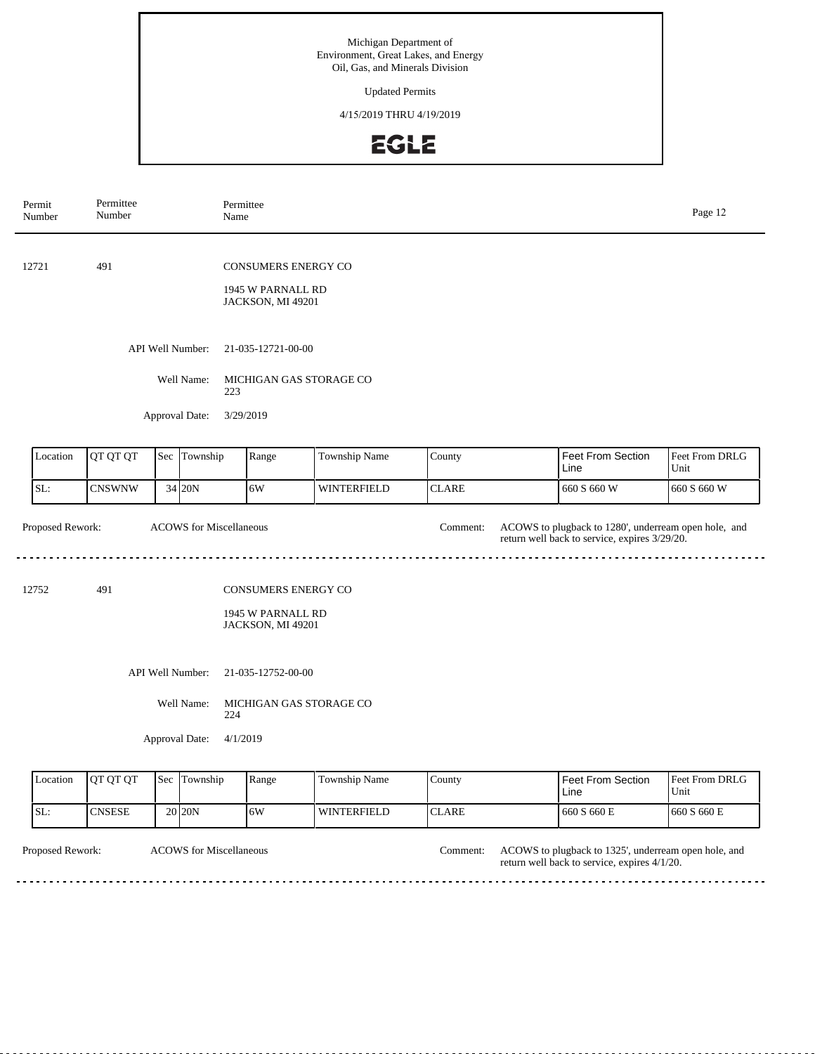Michigan Department of
Environment, Great Lakes, and Energy
Oil, Gas, and Minerals Division

Updated Permits

4/15/2019 THRU 4/19/2019

| Permit Number | Permittee Number | Permittee Name |
|---|---|---|

---

**12721** &nbsp;&nbsp; **491** &nbsp;&nbsp; CONSUMERS ENERGY CO

1945 W PARNALL RD
JACKSON, MI 49201

API Well Number: 21-035-12721-00-00

Well Name: MICHIGAN GAS STORAGE CO 223

Approval Date: 3/29/2019

| Location | QT QT QT | Sec | Township | Range | Township Name | County | Feet From Section Line | Feet From DRLG Unit |
|---|---|---|---|---|---|---|---|---|
| SL: | CNSWNW | 34 | 20N | 6W | WINTERFIELD | CLARE | 660 S 660 W | 660 S 660 W |

Proposed Rework: ACOWS for Miscellaneous

Comment: ACOWS to plugback to 1280', underream open hole, and return well back to service, expires 3/29/20.

---

**12752** &nbsp;&nbsp; **491** &nbsp;&nbsp; CONSUMERS ENERGY CO

1945 W PARNALL RD
JACKSON, MI 49201

API Well Number: 21-035-12752-00-00

Well Name: MICHIGAN GAS STORAGE CO 224

Approval Date: 4/1/2019

| Location | QT QT QT | Sec | Township | Range | Township Name | County | Feet From Section Line | Feet From DRLG Unit |
|---|---|---|---|---|---|---|---|---|
| SL: | CNSESE | 20 | 20N | 6W | WINTERFIELD | CLARE | 660 S 660 E | 660 S 660 E |

Proposed Rework: ACOWS for Miscellaneous

Comment: ACOWS to plugback to 1325', underream open hole, and return well back to service, expires 4/1/20.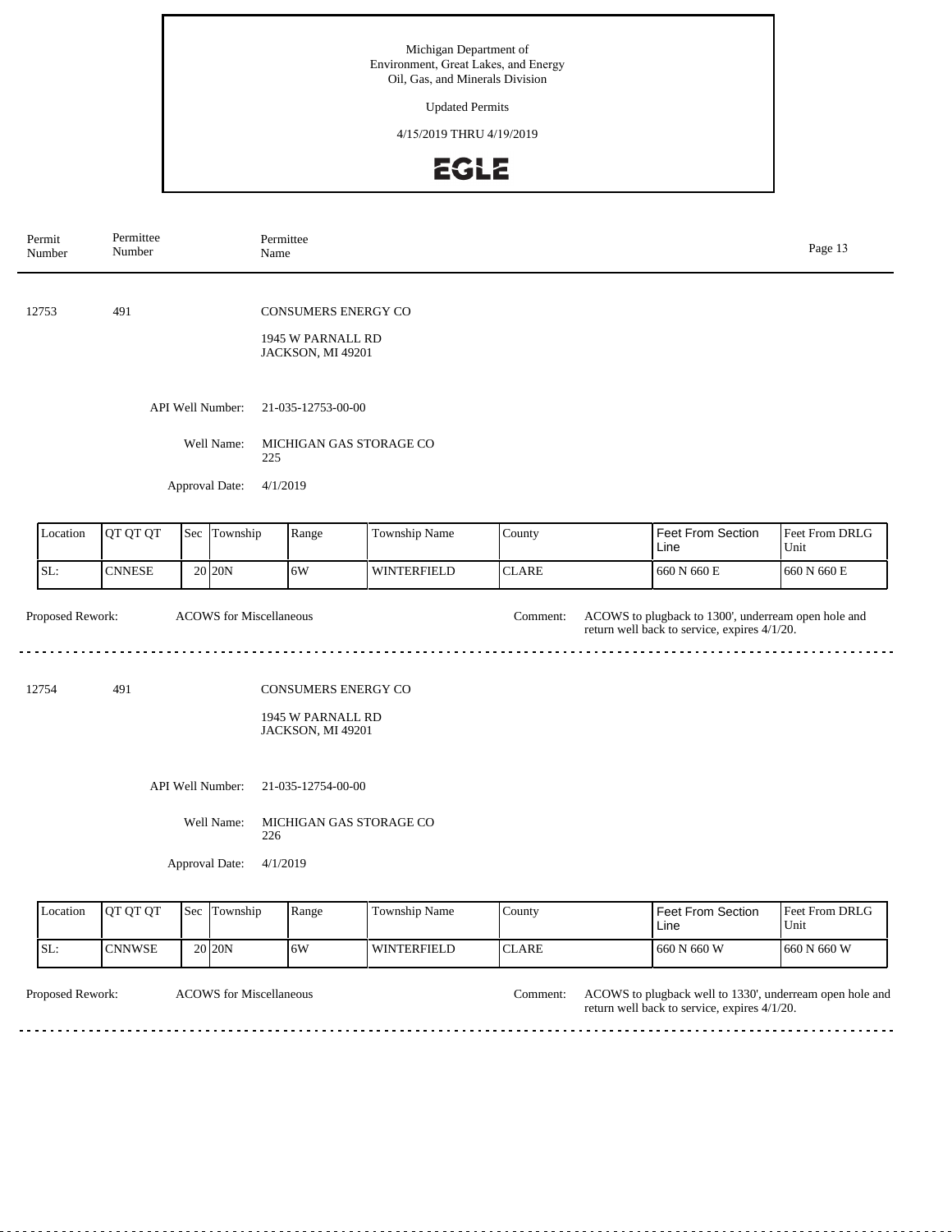Michigan Department of
Environment, Great Lakes, and Energy
Oil, Gas, and Minerals Division

Updated Permits

4/15/2019 THRU 4/19/2019

EGLE

| Permit Number | Permittee Number | Permittee Name |
|---|---|---|

12753 491 CONSUMERS ENERGY CO

1945 W PARNALL RD
JACKSON, MI 49201

API Well Number: 21-035-12753-00-00

Well Name: MICHIGAN GAS STORAGE CO 225

Approval Date: 4/1/2019

| Location | QT QT QT | Sec | Township | Range | Township Name | County | Feet From Section Line | Feet From DRLG Unit |
|---|---|---|---|---|---|---|---|---|
| SL: | CNNESE | 20 | 20N | 6W | WINTERFIELD | CLARE | 660 N 660 E | 660 N 660 E |

Proposed Rework: ACOWS for Miscellaneous

Comment: ACOWS to plugback to 1300', underream open hole and return well back to service, expires 4/1/20.

---

12754 491 CONSUMERS ENERGY CO

1945 W PARNALL RD
JACKSON, MI 49201

API Well Number: 21-035-12754-00-00

Well Name: MICHIGAN GAS STORAGE CO 226

Approval Date: 4/1/2019

| Location | QT QT QT | Sec | Township | Range | Township Name | County | Feet From Section Line | Feet From DRLG Unit |
|---|---|---|---|---|---|---|---|---|
| SL: | CNNWSE | 20 | 20N | 6W | WINTERFIELD | CLARE | 660 N 660 W | 660 N 660 W |

Proposed Rework: ACOWS for Miscellaneous

Comment: ACOWS to plugback well to 1330', underream open hole and return well back to service, expires 4/1/20.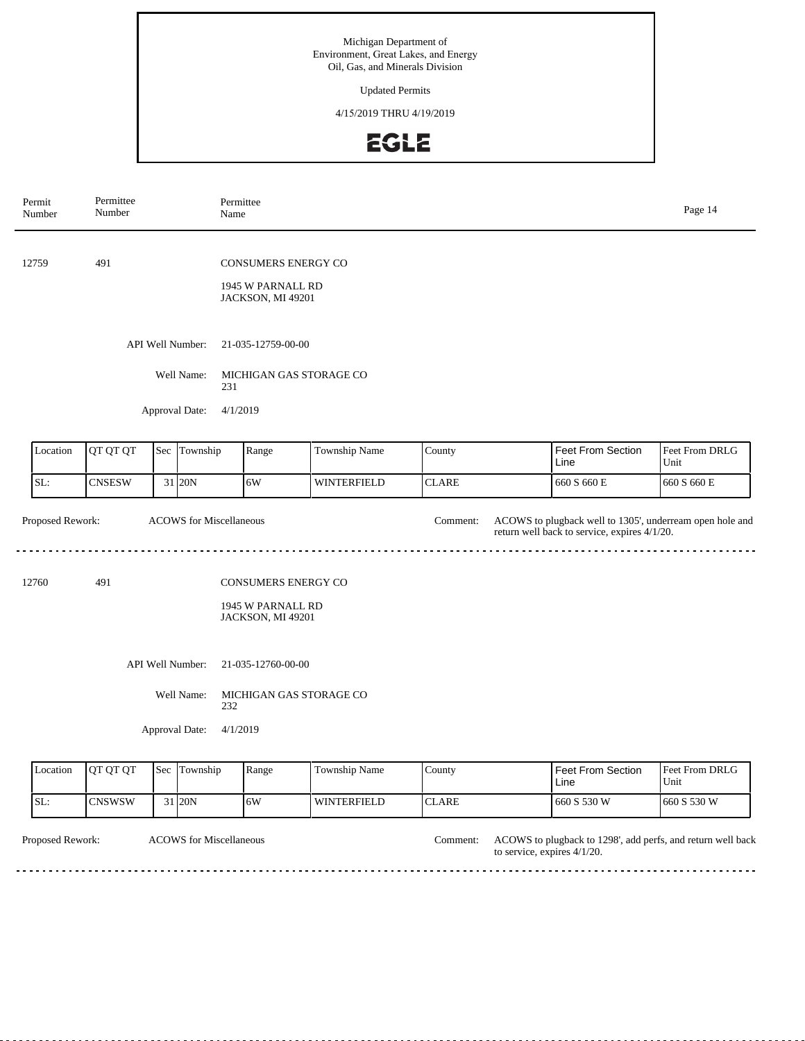| Permit Number | Permittee Number | Permittee Name |
|---|---|---|

12759 491 CONSUMERS ENERGY CO

1945 W PARNALL RD
JACKSON, MI 49201

API Well Number: 21-035-12759-00-00

Well Name: MICHIGAN GAS STORAGE CO 231

Approval Date: 4/1/2019

| Location | QT QT QT | Sec | Township | Range | Township Name | County | Feet From Section Line | Feet From DRLG Unit |
|---|---|---|---|---|---|---|---|---|
| SL: | CNSESW | 31 | 20N | 6W | WINTERFIELD | CLARE | 660 S 660 E | 660 S 660 E |

Proposed Rework: ACOWS for Miscellaneous

Comment: ACOWS to plugback well to 1305', underream open hole and return well back to service, expires 4/1/20.

---

12760 491 CONSUMERS ENERGY CO

1945 W PARNALL RD
JACKSON, MI 49201

API Well Number: 21-035-12760-00-00

Well Name: MICHIGAN GAS STORAGE CO 232

Approval Date: 4/1/2019

| Location | QT QT QT | Sec | Township | Range | Township Name | County | Feet From Section Line | Feet From DRLG Unit |
|---|---|---|---|---|---|---|---|---|
| SL: | CNSWSW | 31 | 20N | 6W | WINTERFIELD | CLARE | 660 S 530 W | 660 S 530 W |

Proposed Rework: ACOWS for Miscellaneous

Comment: ACOWS to plugback to 1298', add perfs, and return well back to service, expires 4/1/20.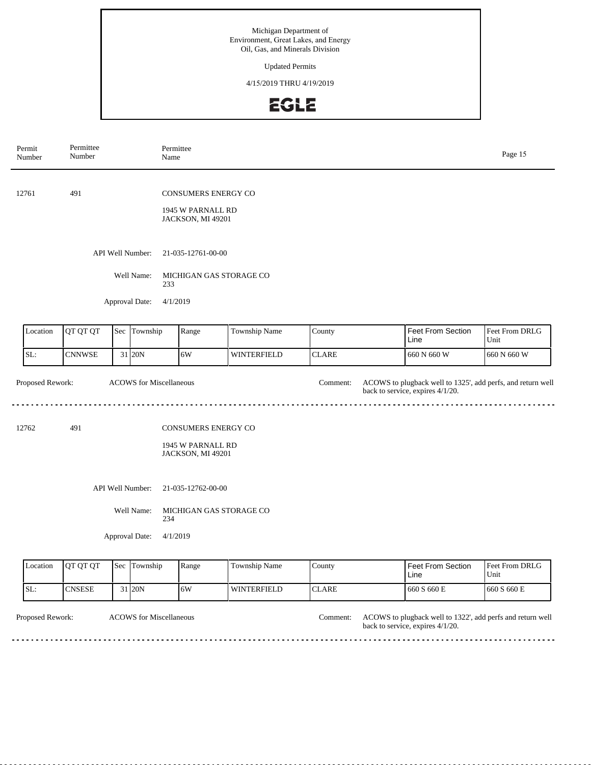Michigan Department of
Environment, Great Lakes, and Energy
Oil, Gas, and Minerals Division

Updated Permits

4/15/2019 THRU 4/19/2019

EGLE

| Permit Number | Permittee Number | Permittee Name |
|---|---|---|

---

12761 491 CONSUMERS ENERGY CO

1945 W PARNALL RD
JACKSON, MI 49201

API Well Number: 21-035-12761-00-00

Well Name: MICHIGAN GAS STORAGE CO 233

Approval Date: 4/1/2019

| Location | QT QT QT | Sec | Township | Range | Township Name | County | Feet From Section Line | Feet From DRLG Unit |
|---|---|---|---|---|---|---|---|---|
| SL: | CNNWSE | 31 | 20N | 6W | WINTERFIELD | CLARE | 660 N 660 W | 660 N 660 W |

Proposed Rework: ACOWS for Miscellaneous

Comment: ACOWS to plugback well to 1325', add perfs, and return well back to service, expires 4/1/20.

---

12762 491 CONSUMERS ENERGY CO

1945 W PARNALL RD
JACKSON, MI 49201

API Well Number: 21-035-12762-00-00

Well Name: MICHIGAN GAS STORAGE CO 234

Approval Date: 4/1/2019

| Location | QT QT QT | Sec | Township | Range | Township Name | County | Feet From Section Line | Feet From DRLG Unit |
|---|---|---|---|---|---|---|---|---|
| SL: | CNSESE | 31 | 20N | 6W | WINTERFIELD | CLARE | 660 S 660 E | 660 S 660 E |

Proposed Rework: ACOWS for Miscellaneous

Comment: ACOWS to plugback well to 1322', add perfs and return well back to service, expires 4/1/20.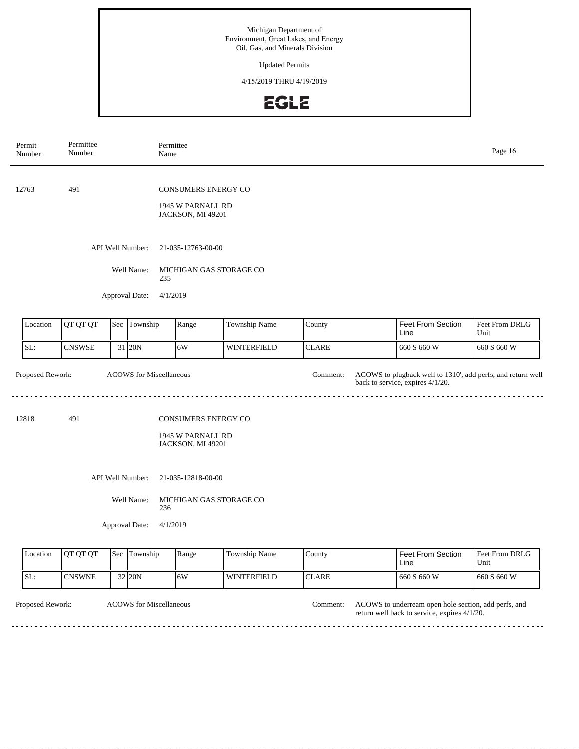Michigan Department of
Environment, Great Lakes, and Energy
Oil, Gas, and Minerals Division

Updated Permits

4/15/2019 THRU 4/19/2019

| Permit Number | Permittee Number | Permittee Name |
|---|---|---|

12763 491 CONSUMERS ENERGY CO

1945 W PARNALL RD
JACKSON, MI 49201

API Well Number: 21-035-12763-00-00

Well Name: MICHIGAN GAS STORAGE CO 235

Approval Date: 4/1/2019

| Location | QT QT QT | Sec | Township | Range | Township Name | County | Feet From Section Line | Feet From DRLG Unit |
|---|---|---|---|---|---|---|---|---|
| SL: | CNSWSE | 31 | 20N | 6W | WINTERFIELD | CLARE | 660 S 660 W | 660 S 660 W |

Proposed Rework: ACOWS for Miscellaneous

Comment: ACOWS to plugback well to 1310', add perfs, and return well back to service, expires 4/1/20.

---

12818 491 CONSUMERS ENERGY CO

1945 W PARNALL RD
JACKSON, MI 49201

API Well Number: 21-035-12818-00-00

Well Name: MICHIGAN GAS STORAGE CO 236

Approval Date: 4/1/2019

| Location | QT QT QT | Sec | Township | Range | Township Name | County | Feet From Section Line | Feet From DRLG Unit |
|---|---|---|---|---|---|---|---|---|
| SL: | CNSWNE | 32 | 20N | 6W | WINTERFIELD | CLARE | 660 S 660 W | 660 S 660 W |

Proposed Rework: ACOWS for Miscellaneous

Comment: ACOWS to underream open hole section, add perfs, and return well back to service, expires 4/1/20.

---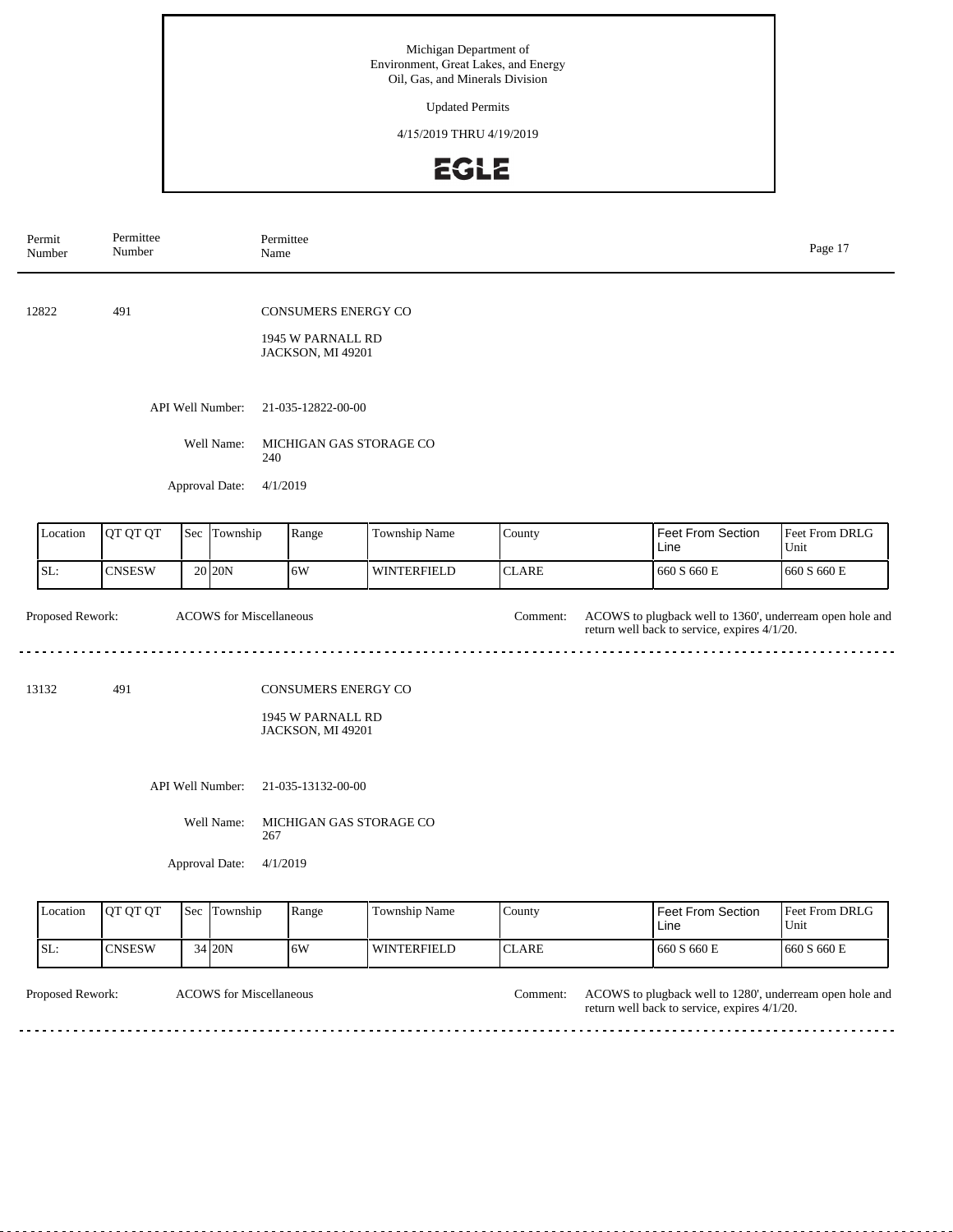Michigan Department of Environment, Great Lakes, and Energy
Oil, Gas, and Minerals Division

Updated Permits

4/15/2019 THRU 4/19/2019

EGLE

| Permit Number | Permittee Number | Permittee Name |
|---|---|---|

12822 491 CONSUMERS ENERGY CO

1945 W PARNALL RD
JACKSON, MI 49201

API Well Number: 21-035-12822-00-00

Well Name: MICHIGAN GAS STORAGE CO 240

Approval Date: 4/1/2019

| Location | QT QT QT | Sec | Township | Range | Township Name | County | Feet From Section Line | Feet From DRLG Unit |
|---|---|---|---|---|---|---|---|---|
| SL: | CNSESW | 20 | 20N | 6W | WINTERFIELD | CLARE | 660 S 660 E | 660 S 660 E |

Proposed Rework: ACOWS for Miscellaneous

Comment: ACOWS to plugback well to 1360', underream open hole and return well back to service, expires 4/1/20.

---

13132 491 CONSUMERS ENERGY CO

1945 W PARNALL RD
JACKSON, MI 49201

API Well Number: 21-035-13132-00-00

Well Name: MICHIGAN GAS STORAGE CO 267

Approval Date: 4/1/2019

| Location | QT QT QT | Sec | Township | Range | Township Name | County | Feet From Section Line | Feet From DRLG Unit |
|---|---|---|---|---|---|---|---|---|
| SL: | CNSESW | 34 | 20N | 6W | WINTERFIELD | CLARE | 660 S 660 E | 660 S 660 E |

Proposed Rework: ACOWS for Miscellaneous

Comment: ACOWS to plugback well to 1280', underream open hole and return well back to service, expires 4/1/20.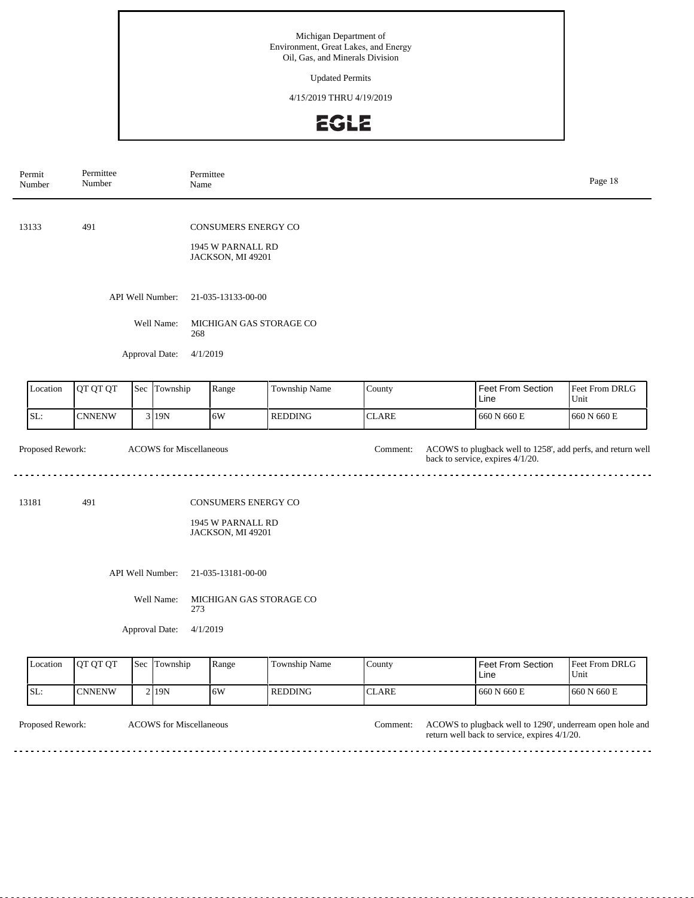Michigan Department of
Environment, Great Lakes, and Energy
Oil, Gas, and Minerals Division

Updated Permits

4/15/2019 THRU 4/19/2019

EGLE

| Permit Number | Permittee Number | Permittee Name |
|---|---|---|

---

13133 491 CONSUMERS ENERGY CO

1945 W PARNALL RD
JACKSON, MI 49201

API Well Number: 21-035-13133-00-00

Well Name: MICHIGAN GAS STORAGE CO 268

Approval Date: 4/1/2019

| Location | QT QT QT | Sec | Township | Range | Township Name | County | Feet From Section Line | Feet From DRLG Unit |
|---|---|---|---|---|---|---|---|---|
| SL: | CNNENW | 3 | 19N | 6W | REDDING | CLARE | 660 N 660 E | 660 N 660 E |

Proposed Rework: ACOWS for Miscellaneous

Comment: ACOWS to plugback well to 1258', add perfs, and return well back to service, expires 4/1/20.

---

13181 491 CONSUMERS ENERGY CO

1945 W PARNALL RD
JACKSON, MI 49201

API Well Number: 21-035-13181-00-00

Well Name: MICHIGAN GAS STORAGE CO 273

Approval Date: 4/1/2019

| Location | QT QT QT | Sec | Township | Range | Township Name | County | Feet From Section Line | Feet From DRLG Unit |
|---|---|---|---|---|---|---|---|---|
| SL: | CNNENW | 2 | 19N | 6W | REDDING | CLARE | 660 N 660 E | 660 N 660 E |

Proposed Rework: ACOWS for Miscellaneous

Comment: ACOWS to plugback well to 1290', underream open hole and return well back to service, expires 4/1/20.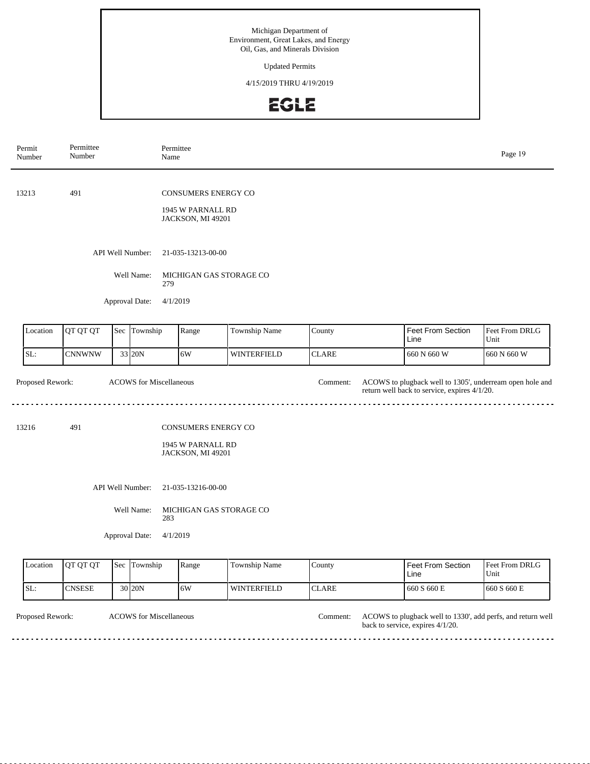Michigan Department of
Environment, Great Lakes, and Energy
Oil, Gas, and Minerals Division

Updated Permits

4/15/2019 THRU 4/19/2019

| Permit Number | Permittee Number | Permittee Name |
|---|---|---|

13213 491 CONSUMERS ENERGY CO

1945 W PARNALL RD
JACKSON, MI 49201

API Well Number: 21-035-13213-00-00

Well Name: MICHIGAN GAS STORAGE CO 279

Approval Date: 4/1/2019

| Location | QT QT QT | Sec | Township | Range | Township Name | County | Feet From Section Line | Feet From DRLG Unit |
|---|---|---|---|---|---|---|---|---|
| SL: | CNNWNW | 33 | 20N | 6W | WINTERFIELD | CLARE | 660 N 660 W | 660 N 660 W |

Proposed Rework: ACOWS for Miscellaneous

Comment: ACOWS to plugback well to 1305', underream open hole and return well back to service, expires 4/1/20.

---

13216 491 CONSUMERS ENERGY CO

1945 W PARNALL RD
JACKSON, MI 49201

API Well Number: 21-035-13216-00-00

Well Name: MICHIGAN GAS STORAGE CO 283

Approval Date: 4/1/2019

| Location | QT QT QT | Sec | Township | Range | Township Name | County | Feet From Section Line | Feet From DRLG Unit |
|---|---|---|---|---|---|---|---|---|
| SL: | CNSESE | 30 | 20N | 6W | WINTERFIELD | CLARE | 660 S 660 E | 660 S 660 E |

Proposed Rework: ACOWS for Miscellaneous

Comment: ACOWS to plugback well to 1330', add perfs, and return well back to service, expires 4/1/20.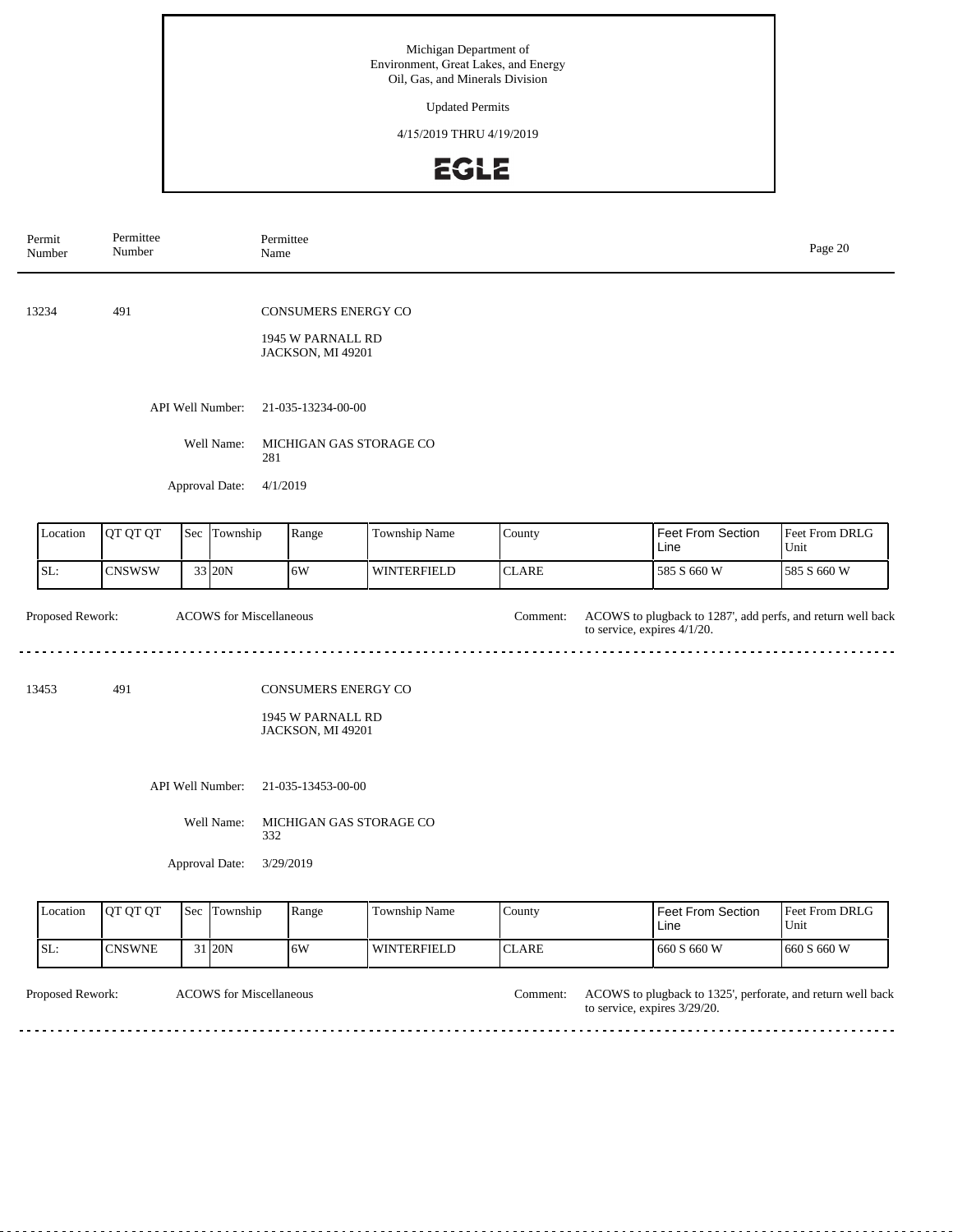| Permit Number | Permittee Number | Permittee Name |
|---|---|---|

13234 491 CONSUMERS ENERGY CO

1945 W PARNALL RD
JACKSON, MI 49201

API Well Number: 21-035-13234-00-00

Well Name: MICHIGAN GAS STORAGE CO 281

Approval Date: 4/1/2019

| Location | QT QT QT | Sec | Township | Range | Township Name | County | Feet From Section Line | Feet From DRLG Unit |
|---|---|---|---|---|---|---|---|---|
| SL: | CNSWSW | 33 | 20N | 6W | WINTERFIELD | CLARE | 585 S 660 W | 585 S 660 W |

Proposed Rework: ACOWS for Miscellaneous

Comment: ACOWS to plugback to 1287', add perfs, and return well back to service, expires 4/1/20.

---

13453 491 CONSUMERS ENERGY CO

1945 W PARNALL RD
JACKSON, MI 49201

API Well Number: 21-035-13453-00-00

Well Name: MICHIGAN GAS STORAGE CO 332

Approval Date: 3/29/2019

| Location | QT QT QT | Sec | Township | Range | Township Name | County | Feet From Section Line | Feet From DRLG Unit |
|---|---|---|---|---|---|---|---|---|
| SL: | CNSWNE | 31 | 20N | 6W | WINTERFIELD | CLARE | 660 S 660 W | 660 S 660 W |

Proposed Rework: ACOWS for Miscellaneous

Comment: ACOWS to plugback to 1325', perforate, and return well back to service, expires 3/29/20.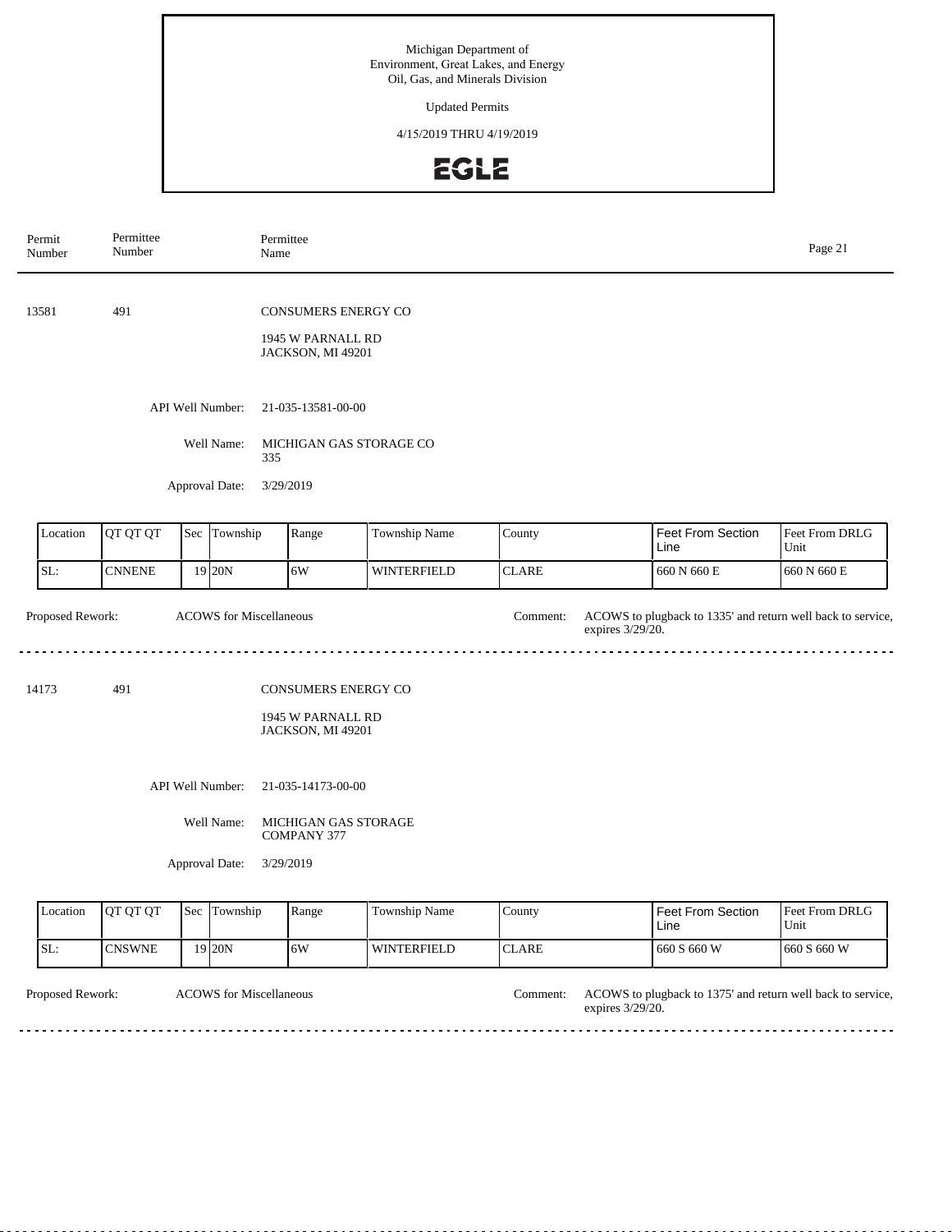Michigan Department of
Environment, Great Lakes, and Energy
Oil, Gas, and Minerals Division

Updated Permits

4/15/2019 THRU 4/19/2019

| Permit Number | Permittee Number | Permittee Name |
|---|---|---|

13581 491 CONSUMERS ENERGY CO

1945 W PARNALL RD
JACKSON, MI 49201

API Well Number: 21-035-13581-00-00

Well Name: MICHIGAN GAS STORAGE CO 335

Approval Date: 3/29/2019

| Location | QT QT QT | Sec | Township | Range | Township Name | County | Feet From Section Line | Feet From DRLG Unit |
|---|---|---|---|---|---|---|---|---|
| SL: | CNNENE | 19 | 20N | 6W | WINTERFIELD | CLARE | 660 N 660 E | 660 N 660 E |

Proposed Rework: ACOWS for Miscellaneous

Comment: ACOWS to plugback to 1335' and return well back to service, expires 3/29/20.

---

14173 491 CONSUMERS ENERGY CO

1945 W PARNALL RD
JACKSON, MI 49201

API Well Number: 21-035-14173-00-00

Well Name: MICHIGAN GAS STORAGE COMPANY 377

Approval Date: 3/29/2019

| Location | QT QT QT | Sec | Township | Range | Township Name | County | Feet From Section Line | Feet From DRLG Unit |
|---|---|---|---|---|---|---|---|---|
| SL: | CNSWNE | 19 | 20N | 6W | WINTERFIELD | CLARE | 660 S 660 W | 660 S 660 W |

Proposed Rework: ACOWS for Miscellaneous

Comment: ACOWS to plugback to 1375' and return well back to service, expires 3/29/20.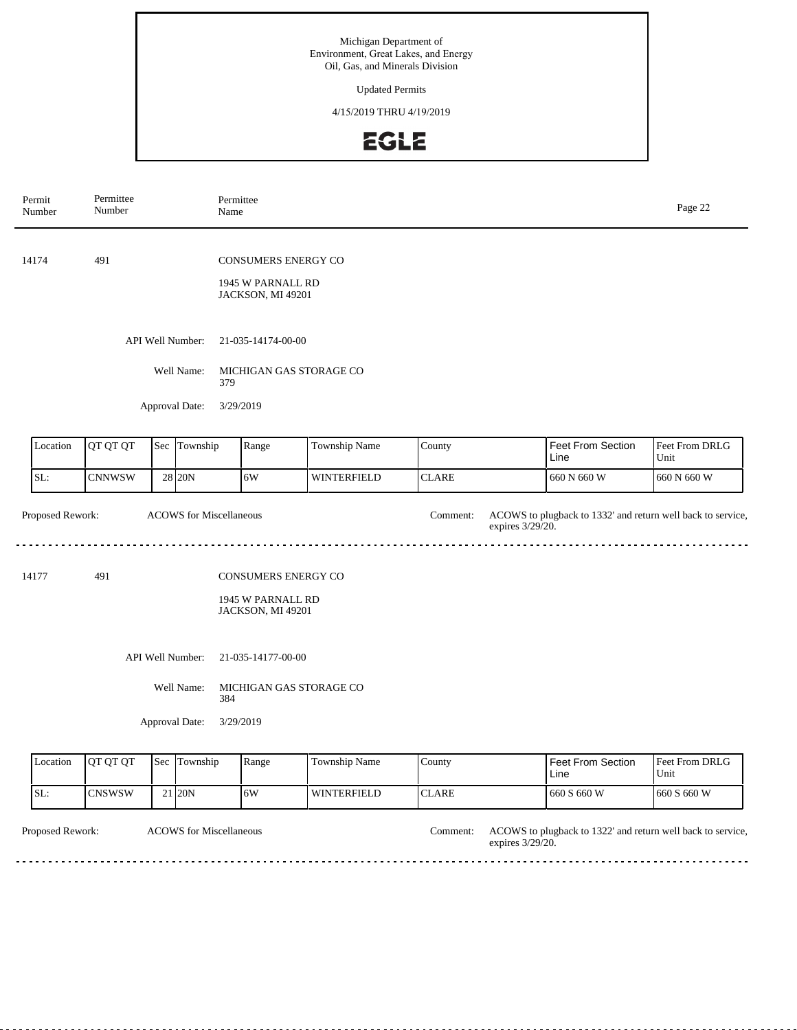Michigan Department of
Environment, Great Lakes, and Energy
Oil, Gas, and Minerals Division

Updated Permits

4/15/2019 THRU 4/19/2019

EGLE

| Permit Number | Permittee Number | Permittee Name |
|---|---|---|

---

**14174** | **491** | **CONSUMERS ENERGY CO**

1945 W PARNALL RD
JACKSON, MI 49201

API Well Number: 21-035-14174-00-00

Well Name: MICHIGAN GAS STORAGE CO 379

Approval Date: 3/29/2019

| Location | QT QT QT | Sec | Township | Range | Township Name | County | Feet From Section Line | Feet From DRLG Unit |
|---|---|---|---|---|---|---|---|---|
| SL: | CNNWSW | 28 | 20N | 6W | WINTERFIELD | CLARE | 660 N 660 W | 660 N 660 W |

Proposed Rework: ACOWS for Miscellaneous

Comment: ACOWS to plugback to 1332' and return well back to service, expires 3/29/20.

---

**14177** | **491** | **CONSUMERS ENERGY CO**

1945 W PARNALL RD
JACKSON, MI 49201

API Well Number: 21-035-14177-00-00

Well Name: MICHIGAN GAS STORAGE CO 384

Approval Date: 3/29/2019

| Location | QT QT QT | Sec | Township | Range | Township Name | County | Feet From Section Line | Feet From DRLG Unit |
|---|---|---|---|---|---|---|---|---|
| SL: | CNSWSW | 21 | 20N | 6W | WINTERFIELD | CLARE | 660 S 660 W | 660 S 660 W |

Proposed Rework: ACOWS for Miscellaneous

Comment: ACOWS to plugback to 1322' and return well back to service, expires 3/29/20.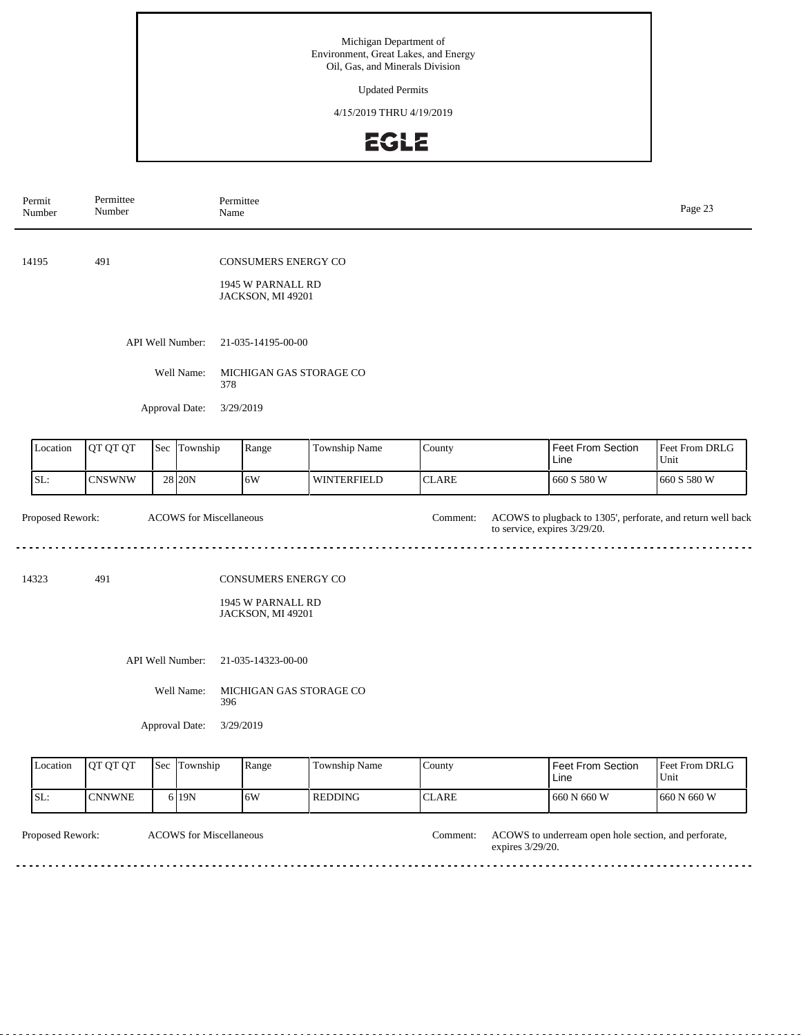Michigan Department of
Environment, Great Lakes, and Energy
Oil, Gas, and Minerals Division

Updated Permits

4/15/2019 THRU 4/19/2019

EGLE

| Permit Number | Permittee Number | Permittee Name |
|---|---|---|

14195 491 CONSUMERS ENERGY CO

1945 W PARNALL RD
JACKSON, MI 49201

API Well Number: 21-035-14195-00-00

Well Name: MICHIGAN GAS STORAGE CO 378

Approval Date: 3/29/2019

| Location | QT QT QT | Sec | Township | Range | Township Name | County | Feet From Section Line | Feet From DRLG Unit |
|---|---|---|---|---|---|---|---|---|
| SL: | CNSWNW | 28 | 20N | 6W | WINTERFIELD | CLARE | 660 S 580 W | 660 S 580 W |

Proposed Rework: ACOWS for Miscellaneous

Comment: ACOWS to plugback to 1305', perforate, and return well back to service, expires 3/29/20.

---

14323 491 CONSUMERS ENERGY CO

1945 W PARNALL RD
JACKSON, MI 49201

API Well Number: 21-035-14323-00-00

Well Name: MICHIGAN GAS STORAGE CO 396

Approval Date: 3/29/2019

| Location | QT QT QT | Sec | Township | Range | Township Name | County | Feet From Section Line | Feet From DRLG Unit |
|---|---|---|---|---|---|---|---|---|
| SL: | CNNWNE | 6 | 19N | 6W | REDDING | CLARE | 660 N 660 W | 660 N 660 W |

Proposed Rework: ACOWS for Miscellaneous

Comment: ACOWS to underream open hole section, and perforate, expires 3/29/20.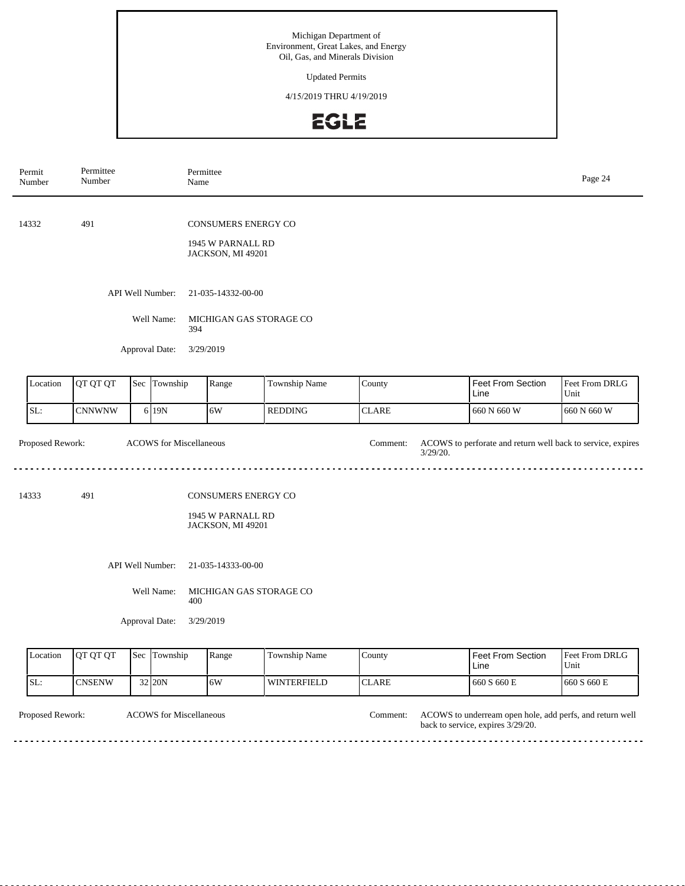Michigan Department of
Environment, Great Lakes, and Energy
Oil, Gas, and Minerals Division

Updated Permits

4/15/2019 THRU 4/19/2019

| Permit Number | Permittee Number | Permittee Name |
|---|---|---|

---

**14332** | **491** | **CONSUMERS ENERGY CO**

1945 W PARNALL RD
JACKSON, MI 49201

API Well Number: 21-035-14332-00-00

Well Name: MICHIGAN GAS STORAGE CO 394

Approval Date: 3/29/2019

| Location | QT QT QT | Sec | Township | Range | Township Name | County | Feet From Section Line | Feet From DRLG Unit |
|---|---|---|---|---|---|---|---|---|
| SL: | CNNWNW | 6 | 19N | 6W | REDDING | CLARE | 660 N 660 W | 660 N 660 W |

Proposed Rework: ACOWS for Miscellaneous

Comment: ACOWS to perforate and return well back to service, expires 3/29/20.

---

**14333** | **491** | **CONSUMERS ENERGY CO**

1945 W PARNALL RD
JACKSON, MI 49201

API Well Number: 21-035-14333-00-00

Well Name: MICHIGAN GAS STORAGE CO 400

Approval Date: 3/29/2019

| Location | QT QT QT | Sec | Township | Range | Township Name | County | Feet From Section Line | Feet From DRLG Unit |
|---|---|---|---|---|---|---|---|---|
| SL: | CNSENW | 32 | 20N | 6W | WINTERFIELD | CLARE | 660 S 660 E | 660 S 660 E |

Proposed Rework: ACOWS for Miscellaneous

Comment: ACOWS to underream open hole, add perfs, and return well back to service, expires 3/29/20.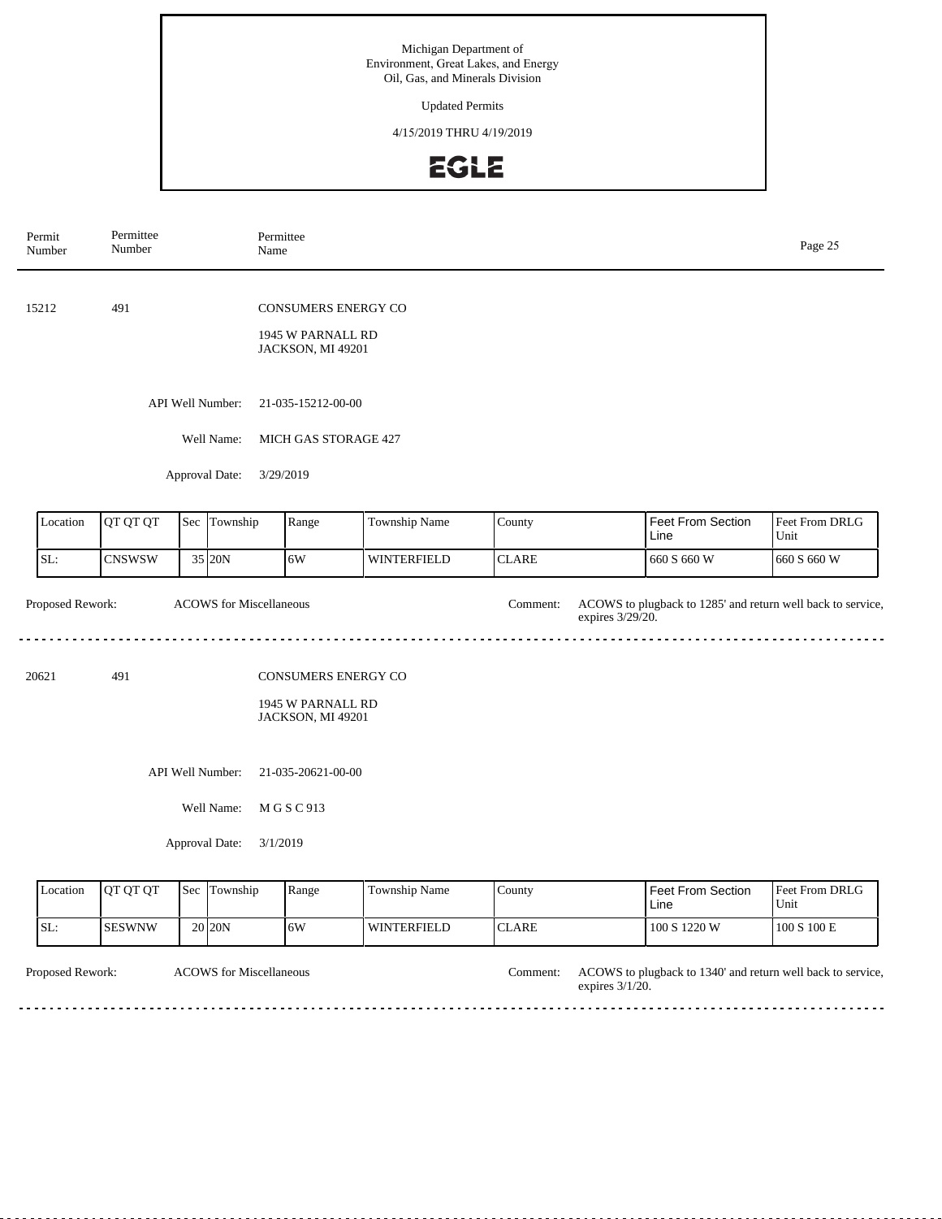Michigan Department of
Environment, Great Lakes, and Energy
Oil, Gas, and Minerals Division

Updated Permits

4/15/2019 THRU 4/19/2019

EGLE

| Permit Number | Permittee Number | Permittee Name |
|---|---|---|

---

**15212** — **491** — CONSUMERS ENERGY CO

1945 W PARNALL RD
JACKSON, MI 49201

API Well Number: 21-035-15212-00-00

Well Name: MICH GAS STORAGE 427

Approval Date: 3/29/2019

| Location | QT QT QT | Sec | Township | Range | Township Name | County | Feet From Section Line | Feet From DRLG Unit |
|---|---|---|---|---|---|---|---|---|
| SL: | CNSWSW | 35 | 20N | 6W | WINTERFIELD | CLARE | 660 S 660 W | 660 S 660 W |

Proposed Rework: ACOWS for Miscellaneous

Comment: ACOWS to plugback to 1285' and return well back to service, expires 3/29/20.

---

**20621** — **491** — CONSUMERS ENERGY CO

1945 W PARNALL RD
JACKSON, MI 49201

API Well Number: 21-035-20621-00-00

Well Name: M G S C 913

Approval Date: 3/1/2019

| Location | QT QT QT | Sec | Township | Range | Township Name | County | Feet From Section Line | Feet From DRLG Unit |
|---|---|---|---|---|---|---|---|---|
| SL: | SESWNW | 20 | 20N | 6W | WINTERFIELD | CLARE | 100 S 1220 W | 100 S 100 E |

Proposed Rework: ACOWS for Miscellaneous

Comment: ACOWS to plugback to 1340' and return well back to service, expires 3/1/20.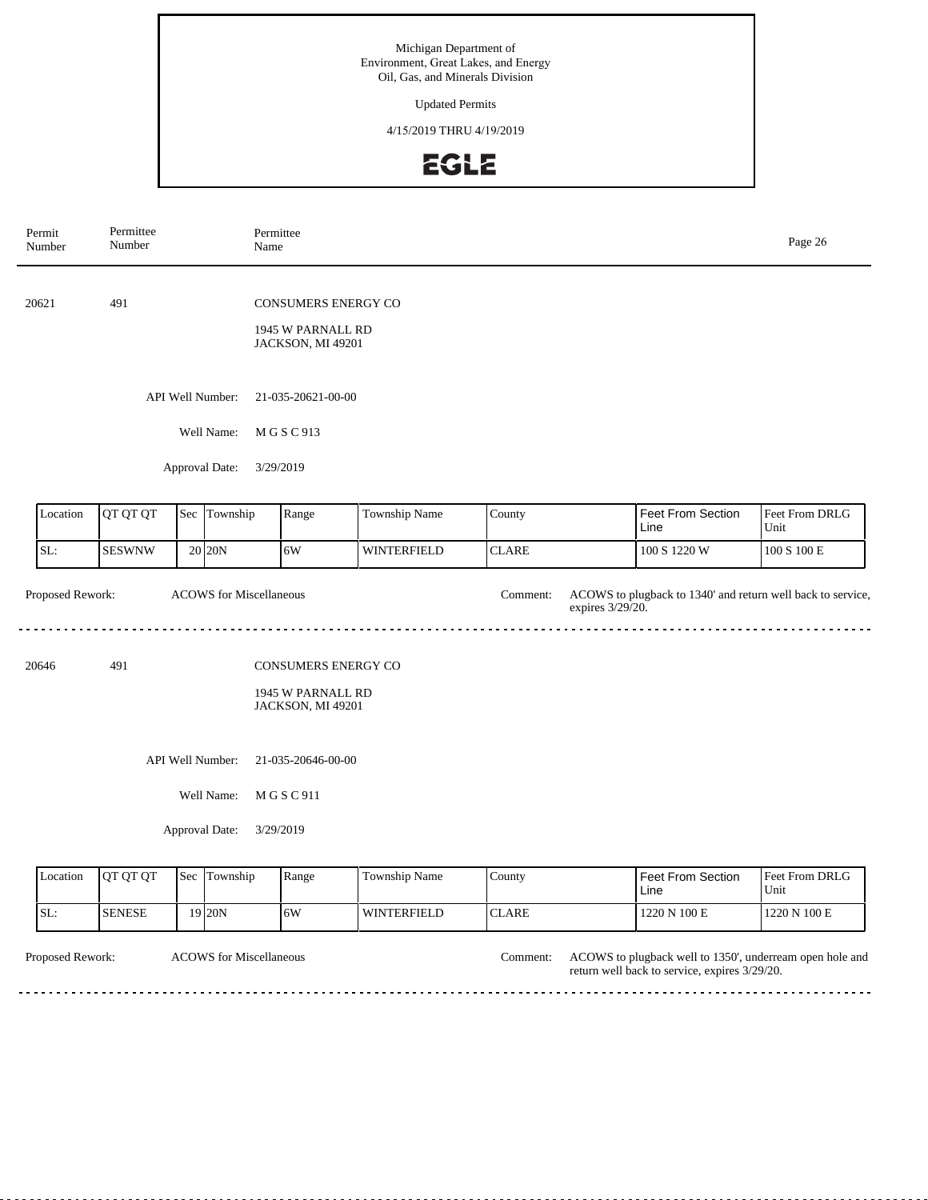| Permit Number | Permittee Number | Permittee Name |
|---|---|---|

20621 491 CONSUMERS ENERGY CO

1945 W PARNALL RD
JACKSON, MI 49201

API Well Number: 21-035-20621-00-00

Well Name: M G S C 913

Approval Date: 3/29/2019

| Location | QT QT QT | Sec | Township | Range | Township Name | County | Feet From Section Line | Feet From DRLG Unit |
|---|---|---|---|---|---|---|---|---|
| SL: | SESWNW | 20 | 20N | 6W | WINTERFIELD | CLARE | 100 S 1220 W | 100 S 100 E |

Proposed Rework: ACOWS for Miscellaneous

Comment: ACOWS to plugback to 1340' and return well back to service, expires 3/29/20.

---

20646 491 CONSUMERS ENERGY CO

1945 W PARNALL RD
JACKSON, MI 49201

API Well Number: 21-035-20646-00-00

Well Name: M G S C 911

Approval Date: 3/29/2019

| Location | QT QT QT | Sec | Township | Range | Township Name | County | Feet From Section Line | Feet From DRLG Unit |
|---|---|---|---|---|---|---|---|---|
| SL: | SENESE | 19 | 20N | 6W | WINTERFIELD | CLARE | 1220 N 100 E | 1220 N 100 E |

Proposed Rework: ACOWS for Miscellaneous

Comment: ACOWS to plugback well to 1350', underream open hole and return well back to service, expires 3/29/20.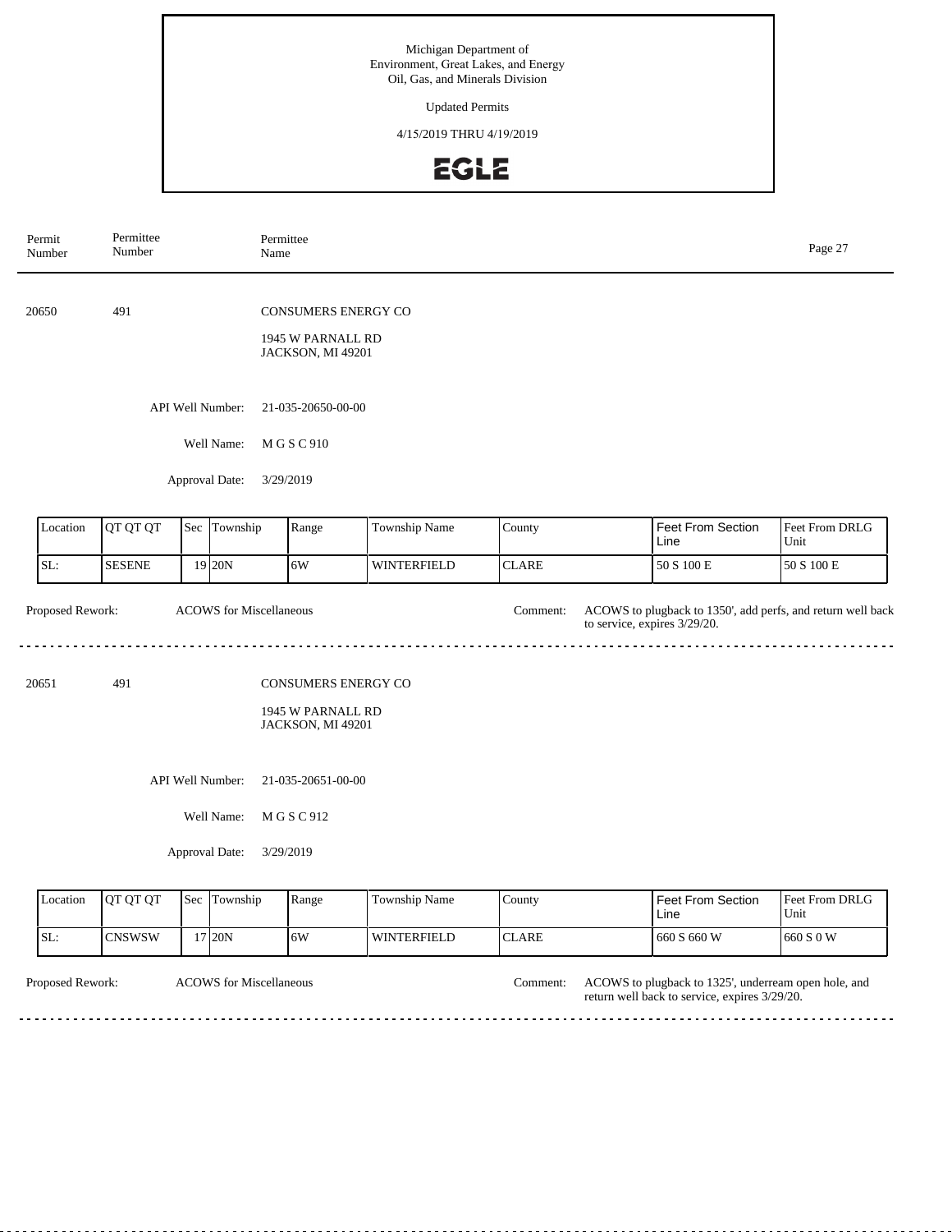Michigan Department of
Environment, Great Lakes, and Energy
Oil, Gas, and Minerals Division

Updated Permits

4/15/2019 THRU 4/19/2019

EGLE

| Permit Number | Permittee Number | Permittee Name |
|---|---|---|

---

**20650** 491 CONSUMERS ENERGY CO

1945 W PARNALL RD
JACKSON, MI 49201

API Well Number: 21-035-20650-00-00

Well Name: M G S C 910

Approval Date: 3/29/2019

| Location | QT QT QT | Sec | Township | Range | Township Name | County | Feet From Section Line | Feet From DRLG Unit |
|---|---|---|---|---|---|---|---|---|
| SL: | SESENE | 19 | 20N | 6W | WINTERFIELD | CLARE | 50 S 100 E | 50 S 100 E |

Proposed Rework: ACOWS for Miscellaneous

Comment: ACOWS to plugback to 1350', add perfs, and return well back to service, expires 3/29/20.

---

**20651** 491 CONSUMERS ENERGY CO

1945 W PARNALL RD
JACKSON, MI 49201

API Well Number: 21-035-20651-00-00

Well Name: M G S C 912

Approval Date: 3/29/2019

| Location | QT QT QT | Sec | Township | Range | Township Name | County | Feet From Section Line | Feet From DRLG Unit |
|---|---|---|---|---|---|---|---|---|
| SL: | CNSWSW | 17 | 20N | 6W | WINTERFIELD | CLARE | 660 S 660 W | 660 S 0 W |

Proposed Rework: ACOWS for Miscellaneous

Comment: ACOWS to plugback to 1325', underream open hole, and return well back to service, expires 3/29/20.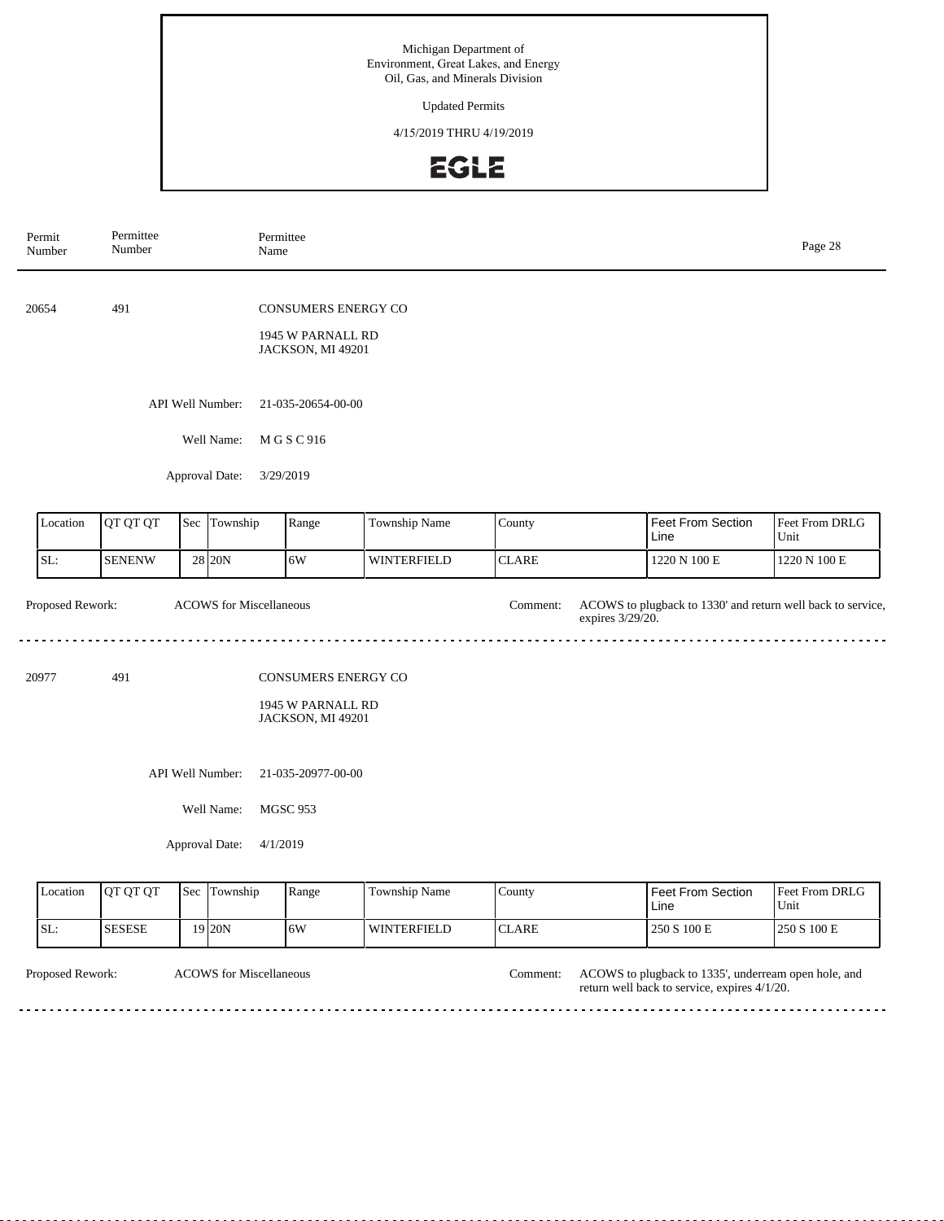Michigan Department of
Environment, Great Lakes, and Energy
Oil, Gas, and Minerals Division

Updated Permits

4/15/2019 THRU 4/19/2019

EGLE

| Permit Number | Permittee Number | Permittee Name |
|---|---|---|

20654 &nbsp;&nbsp; 491 &nbsp;&nbsp; CONSUMERS ENERGY CO

1945 W PARNALL RD
JACKSON, MI 49201

API Well Number: 21-035-20654-00-00

Well Name: M G S C 916

Approval Date: 3/29/2019

| Location | QT QT QT | Sec | Township | Range | Township Name | County | Feet From Section Line | Feet From DRLG Unit |
|---|---|---|---|---|---|---|---|---|
| SL: | SENENW | 28 | 20N | 6W | WINTERFIELD | CLARE | 1220 N 100 E | 1220 N 100 E |

Proposed Rework: ACOWS for Miscellaneous

Comment: ACOWS to plugback to 1330' and return well back to service, expires 3/29/20.

---

20977 &nbsp;&nbsp; 491 &nbsp;&nbsp; CONSUMERS ENERGY CO

1945 W PARNALL RD
JACKSON, MI 49201

API Well Number: 21-035-20977-00-00

Well Name: MGSC 953

Approval Date: 4/1/2019

| Location | QT QT QT | Sec | Township | Range | Township Name | County | Feet From Section Line | Feet From DRLG Unit |
|---|---|---|---|---|---|---|---|---|
| SL: | SESESE | 19 | 20N | 6W | WINTERFIELD | CLARE | 250 S 100 E | 250 S 100 E |

Proposed Rework: ACOWS for Miscellaneous

Comment: ACOWS to plugback to 1335', underream open hole, and return well back to service, expires 4/1/20.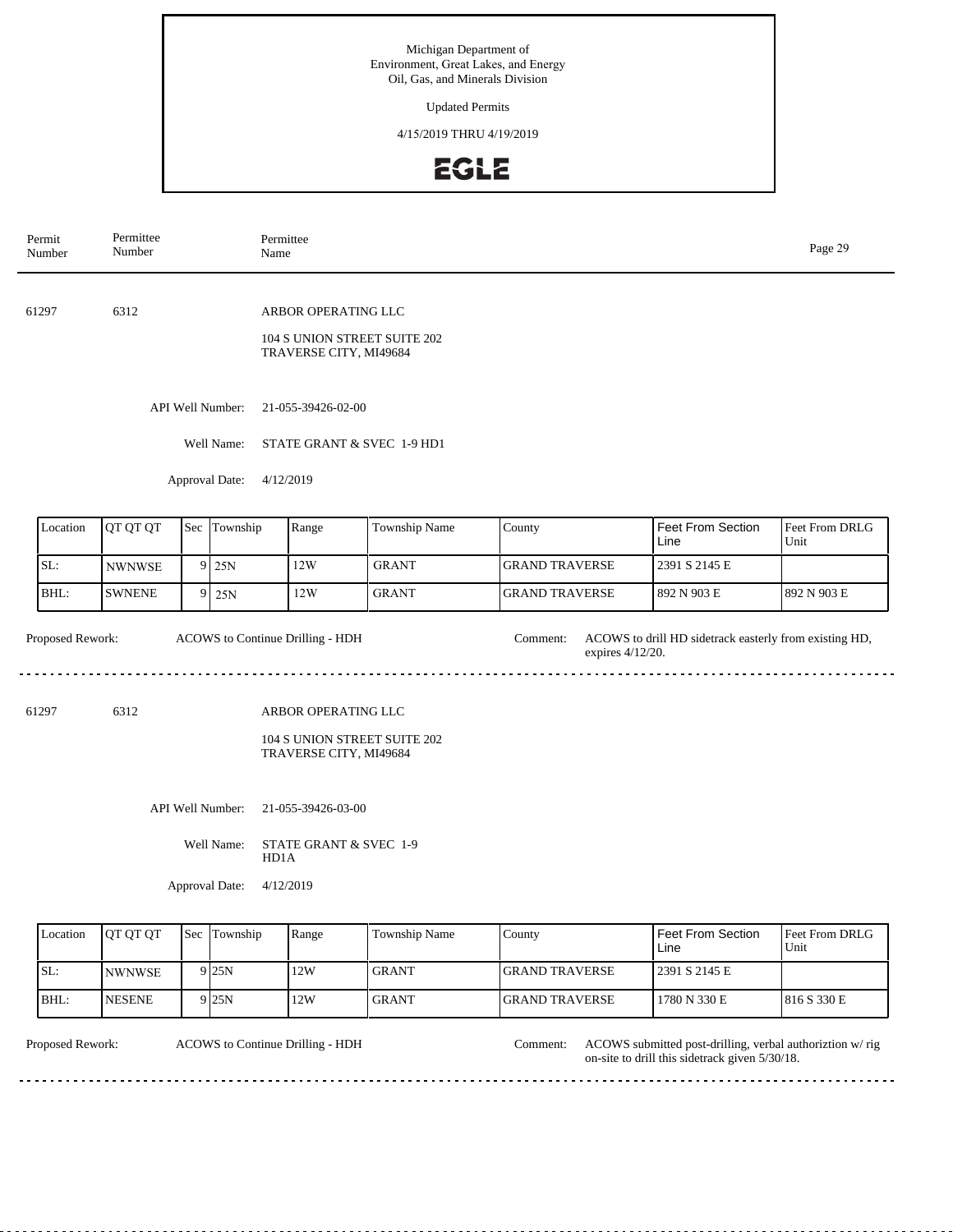Michigan Department of
Environment, Great Lakes, and Energy
Oil, Gas, and Minerals Division

Updated Permits

4/15/2019 THRU 4/19/2019

EGLE

| Permit Number | Permittee Number | Permittee Name |
|---|---|---|

---

61297 6312 ARBOR OPERATING LLC

104 S UNION STREET SUITE 202
TRAVERSE CITY, MI49684

API Well Number: 21-055-39426-02-00

Well Name: STATE GRANT & SVEC 1-9 HD1

Approval Date: 4/12/2019

| Location | QT QT QT | Sec | Township | Range | Township Name | County | Feet From Section Line | Feet From DRLG Unit |
|---|---|---|---|---|---|---|---|---|
| SL: | NWNWSE | 9 | 25N | 12W | GRANT | GRAND TRAVERSE | 2391 S 2145 E | |
| BHL: | SWNENE | 9 | 25N | 12W | GRANT | GRAND TRAVERSE | 892 N 903 E | 892 N 903 E |

Proposed Rework: ACOWS to Continue Drilling - HDH

Comment: ACOWS to drill HD sidetrack easterly from existing HD, expires 4/12/20.

---

61297 6312 ARBOR OPERATING LLC

104 S UNION STREET SUITE 202
TRAVERSE CITY, MI49684

API Well Number: 21-055-39426-03-00

Well Name: STATE GRANT & SVEC 1-9 HD1A

Approval Date: 4/12/2019

| Location | QT QT QT | Sec | Township | Range | Township Name | County | Feet From Section Line | Feet From DRLG Unit |
|---|---|---|---|---|---|---|---|---|
| SL: | NWNWSE | 9 | 25N | 12W | GRANT | GRAND TRAVERSE | 2391 S 2145 E | |
| BHL: | NESENE | 9 | 25N | 12W | GRANT | GRAND TRAVERSE | 1780 N 330 E | 816 S 330 E |

Proposed Rework: ACOWS to Continue Drilling - HDH

Comment: ACOWS submitted post-drilling, verbal authoriztion w/ rig on-site to drill this sidetrack given 5/30/18.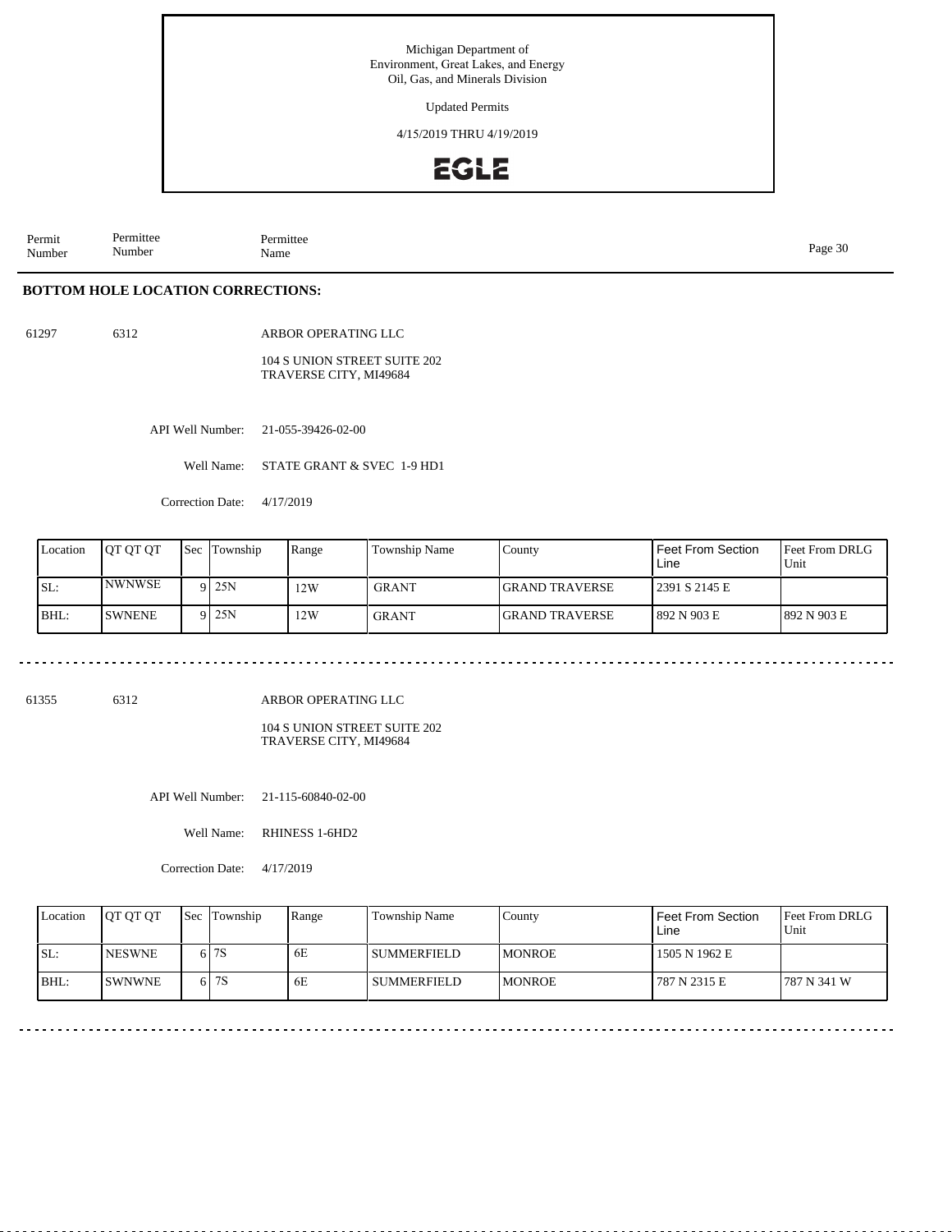Michigan Department of
Environment, Great Lakes, and Energy
Oil, Gas, and Minerals Division

Updated Permits

4/15/2019 THRU 4/19/2019

EGLE

| Permit Number | Permittee Number | Permittee Name |
|---|---|---|

## BOTTOM HOLE LOCATION CORRECTIONS:

61297 6312 ARBOR OPERATING LLC

104 S UNION STREET SUITE 202
TRAVERSE CITY, MI49684

API Well Number: 21-055-39426-02-00

Well Name: STATE GRANT & SVEC 1-9 HD1

Correction Date: 4/17/2019

| Location | QT QT QT | Sec | Township | Range | Township Name | County | Feet From Section Line | Feet From DRLG Unit |
|---|---|---|---|---|---|---|---|---|
| SL: | NWNWSE | 9 | 25N | 12W | GRANT | GRAND TRAVERSE | 2391 S 2145 E | |
| BHL: | SWNENE | 9 | 25N | 12W | GRANT | GRAND TRAVERSE | 892 N 903 E | 892 N 903 E |

61355 6312 ARBOR OPERATING LLC

104 S UNION STREET SUITE 202
TRAVERSE CITY, MI49684

API Well Number: 21-115-60840-02-00

Well Name: RHINESS 1-6HD2

Correction Date: 4/17/2019

| Location | QT QT QT | Sec | Township | Range | Township Name | County | Feet From Section Line | Feet From DRLG Unit |
|---|---|---|---|---|---|---|---|---|
| SL: | NESWNE | 6 | 7S | 6E | SUMMERFIELD | MONROE | 1505 N 1962 E | |
| BHL: | SWNWNE | 6 | 7S | 6E | SUMMERFIELD | MONROE | 787 N 2315 E | 787 N 341 W |